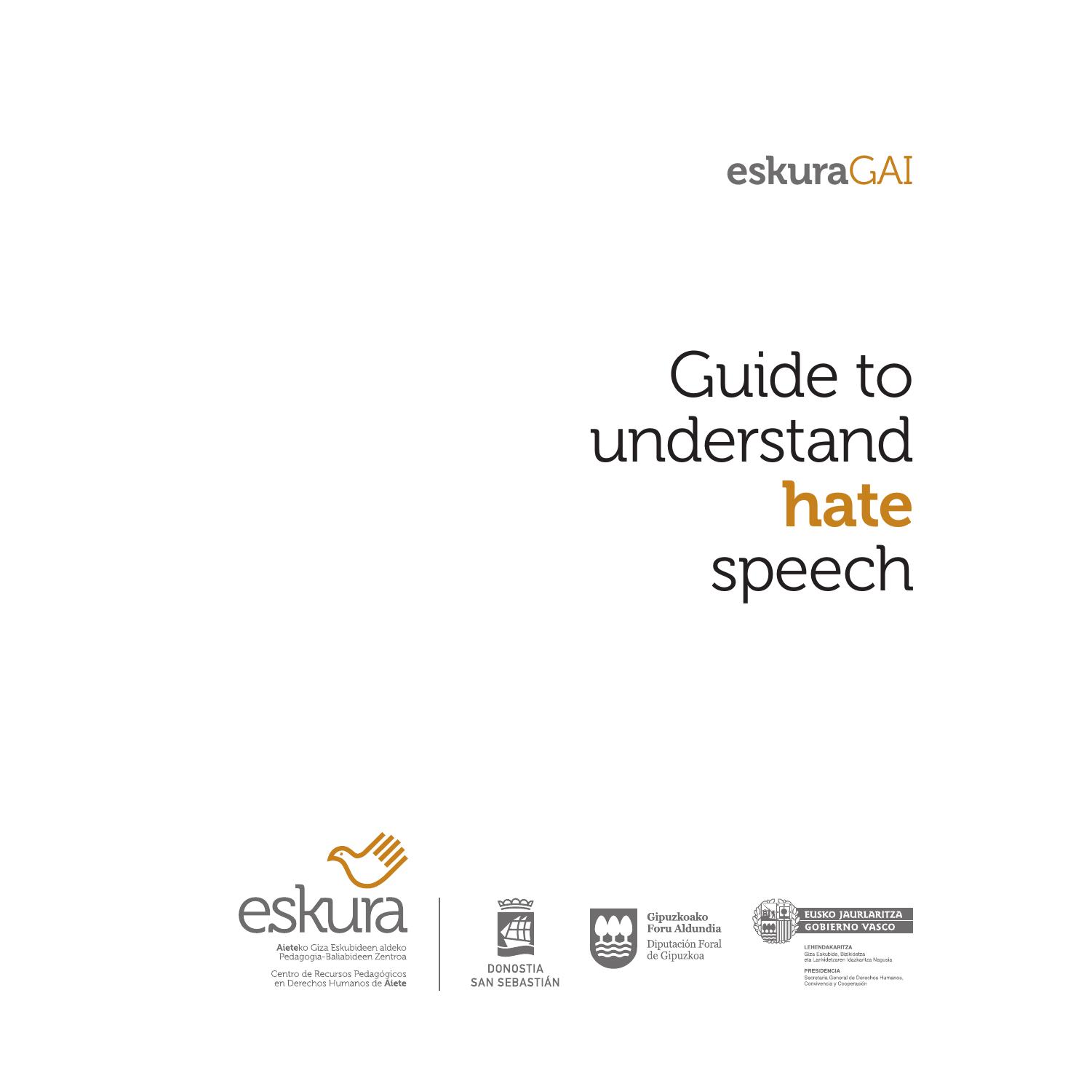eskuraGAI

# Guide to understand **hate** speech

eskura

Aieteko Giza Eskubideen aldeko Pedagogia-Baliabideen Zentroa

Centro de Recursos Pedagógicos en Derechos Humanos de Aiete

DONOSTIA SAN SEBASTIÁN

Gipuzkoako Foru Aldundia

Diputación Foral de Gipuzkoa

EUSKO JAURLARITZA

GOBIERNO VASCO

LEHENDAKARITZA

Giza Eskubide, Bizikidetza eta Lankidetzaren Idazkaritza Nagusia

PRESIDENCIA

Secretaría General de Derechos Humanos, Convivencia y Cooperación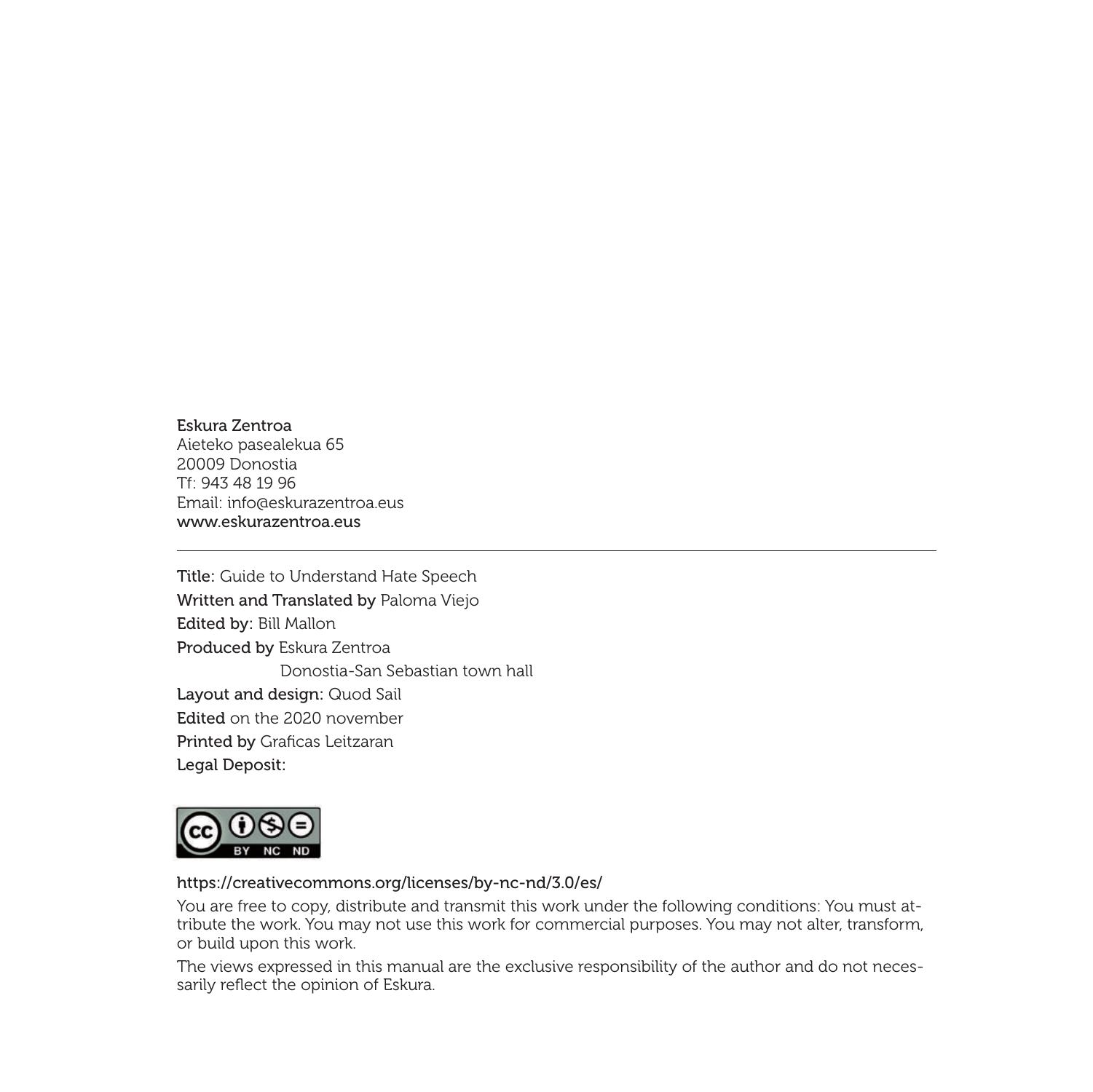**Eskura Zentroa**
Aieteko pasealekua 65
20009 Donostia
Tf: 943 48 19 96
Email: info@eskurazentroa.eus
www.eskurazentroa.eus

---

**Title:** Guide to Understand Hate Speech
**Written and Translated by** Paloma Viejo
**Edited by:** Bill Mallon
**Produced by** Eskura Zentroa
Donostia-San Sebastian town hall
**Layout and design:** Quod Sail
**Edited** on the 2020 november
**Printed by** Graficas Leitzaran
**Legal Deposit:**

https://creativecommons.org/licenses/by-nc-nd/3.0/es/

You are free to copy, distribute and transmit this work under the following conditions: You must attribute the work. You may not use this work for commercial purposes. You may not alter, transform, or build upon this work.

The views expressed in this manual are the exclusive responsibility of the author and do not necessarily reflect the opinion of Eskura.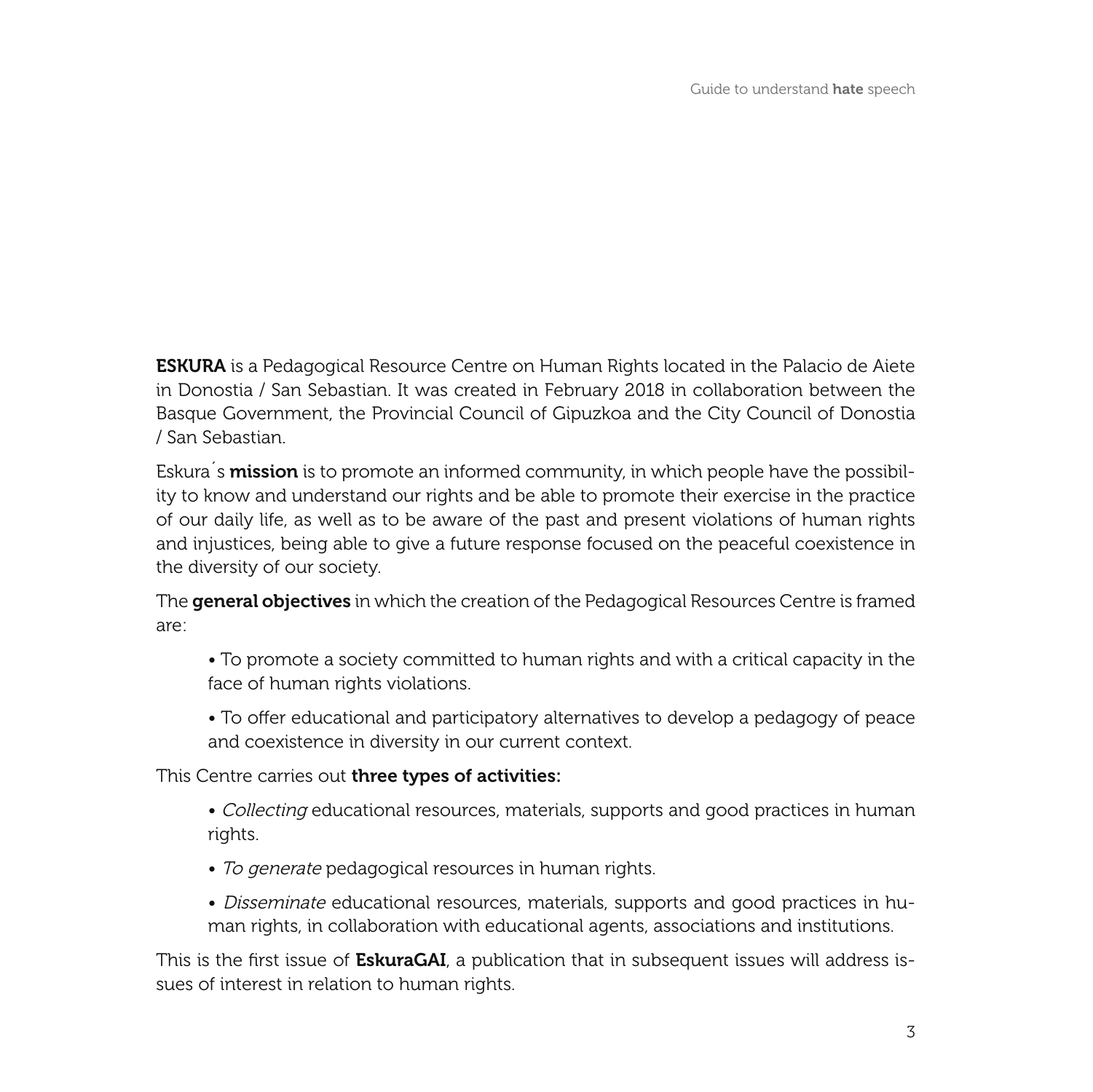**ESKURA** is a Pedagogical Resource Centre on Human Rights located in the Palacio de Aiete in Donostia / San Sebastian. It was created in February 2018 in collaboration between the Basque Government, the Provincial Council of Gipuzkoa and the City Council of Donostia / San Sebastian.

Eskura´s **mission** is to promote an informed community, in which people have the possibility to know and understand our rights and be able to promote their exercise in the practice of our daily life, as well as to be aware of the past and present violations of human rights and injustices, being able to give a future response focused on the peaceful coexistence in the diversity of our society.

The **general objectives** in which the creation of the Pedagogical Resources Centre is framed are:

- To promote a society committed to human rights and with a critical capacity in the face of human rights violations.
- To offer educational and participatory alternatives to develop a pedagogy of peace and coexistence in diversity in our current context.

This Centre carries out **three types of activities:**

- *Collecting* educational resources, materials, supports and good practices in human rights.
- *To generate* pedagogical resources in human rights.
- *Disseminate* educational resources, materials, supports and good practices in human rights, in collaboration with educational agents, associations and institutions.

This is the first issue of **EskuraGAI**, a publication that in subsequent issues will address issues of interest in relation to human rights.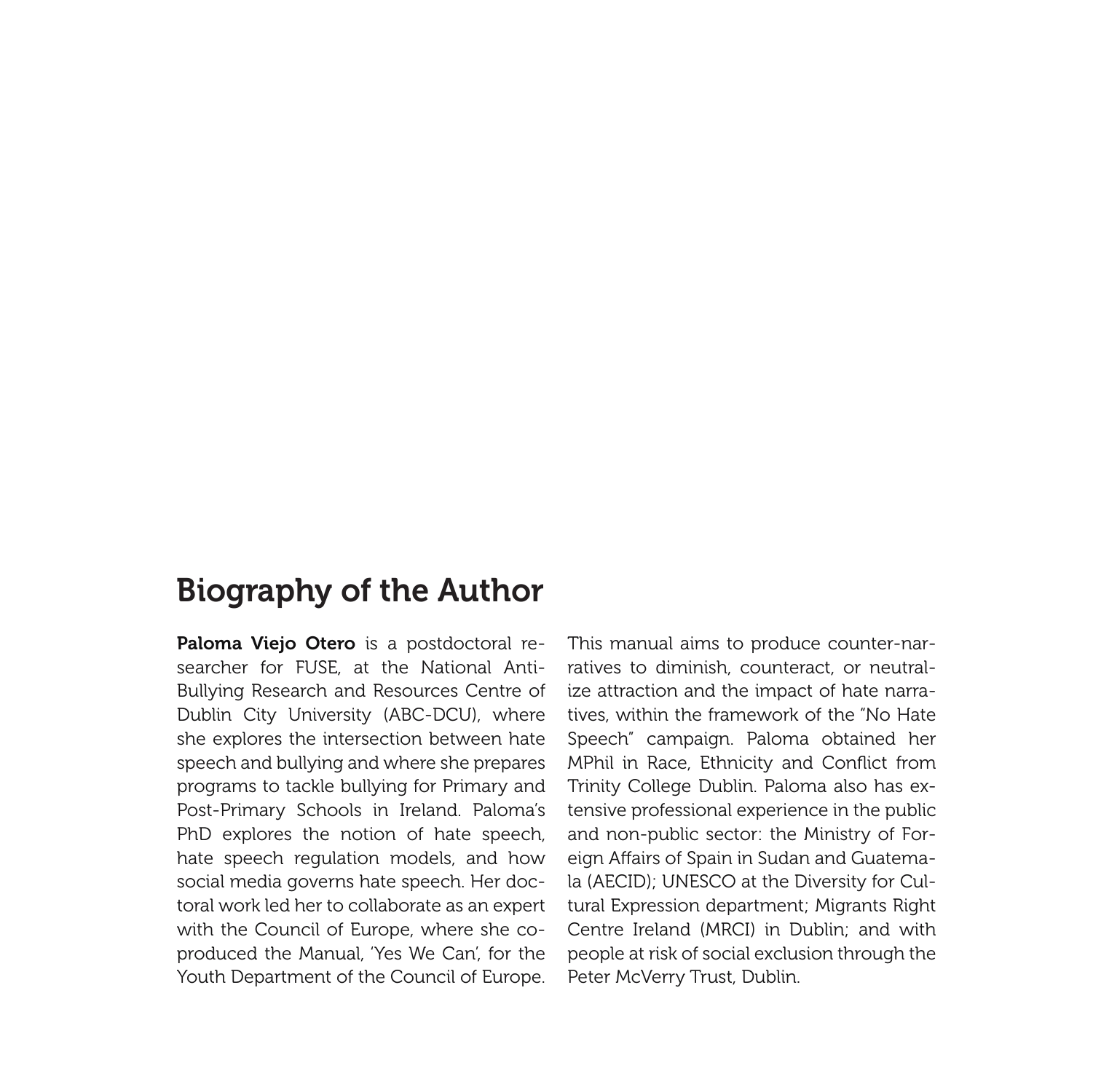## Biography of the Author

**Paloma Viejo Otero** is a postdoctoral researcher for FUSE, at the National Anti-Bullying Research and Resources Centre of Dublin City University (ABC-DCU), where she explores the intersection between hate speech and bullying and where she prepares programs to tackle bullying for Primary and Post-Primary Schools in Ireland. Paloma's PhD explores the notion of hate speech, hate speech regulation models, and how social media governs hate speech. Her doctoral work led her to collaborate as an expert with the Council of Europe, where she co-produced the Manual, 'Yes We Can', for the Youth Department of the Council of Europe. This manual aims to produce counter-narratives to diminish, counteract, or neutralize attraction and the impact of hate narratives, within the framework of the "No Hate Speech" campaign. Paloma obtained her MPhil in Race, Ethnicity and Conflict from Trinity College Dublin. Paloma also has extensive professional experience in the public and non-public sector: the Ministry of Foreign Affairs of Spain in Sudan and Guatemala (AECID); UNESCO at the Diversity for Cultural Expression department; Migrants Right Centre Ireland (MRCI) in Dublin; and with people at risk of social exclusion through the Peter McVerry Trust, Dublin.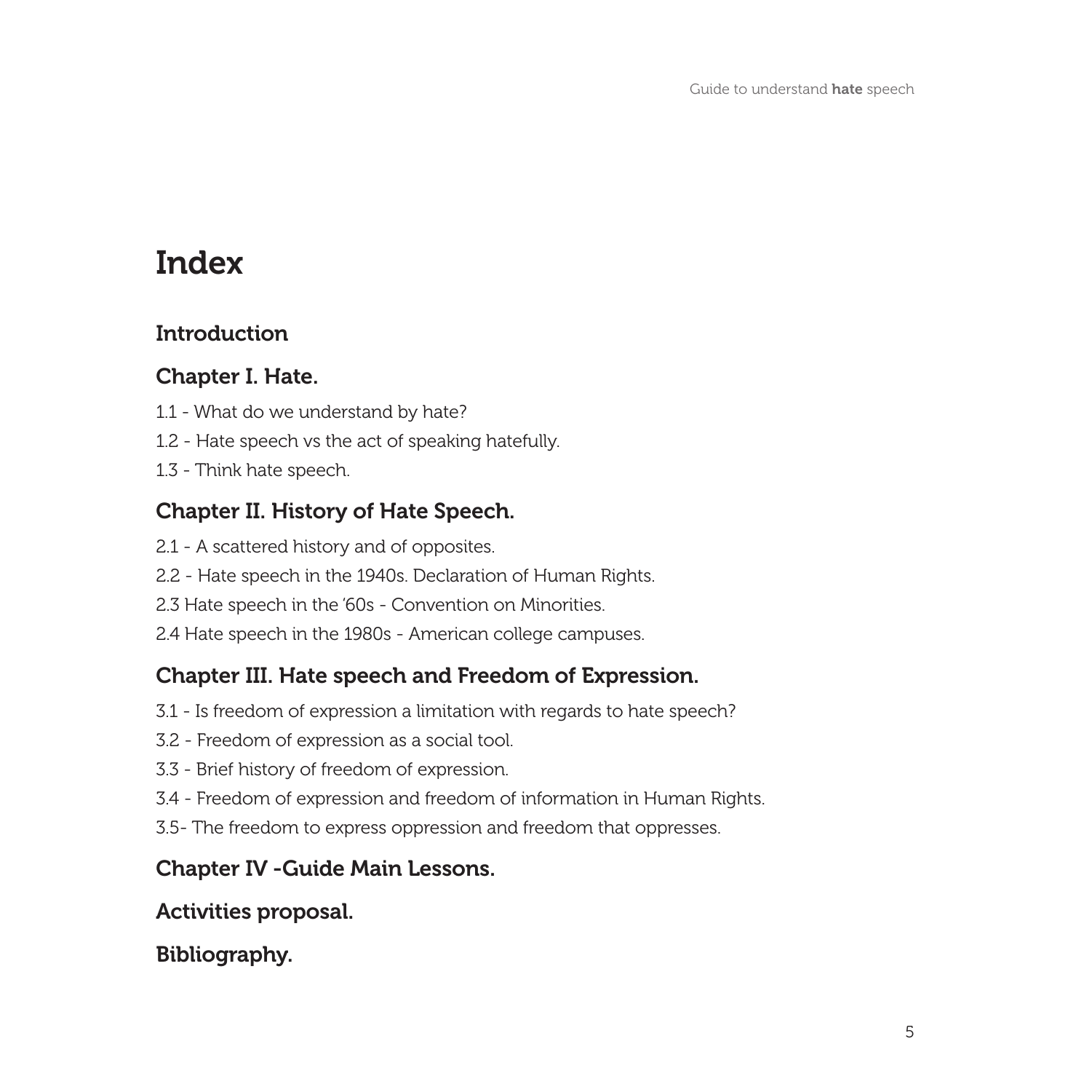# Index

## Introduction

## Chapter I. Hate.

1.1 - What do we understand by hate?

1.2 - Hate speech vs the act of speaking hatefully.

1.3 - Think hate speech.

## Chapter II. History of Hate Speech.

2.1 - A scattered history and of opposites.

2.2 - Hate speech in the 1940s. Declaration of Human Rights.

2.3 Hate speech in the '60s - Convention on Minorities.

2.4 Hate speech in the 1980s - American college campuses.

## Chapter III. Hate speech and Freedom of Expression.

3.1 - Is freedom of expression a limitation with regards to hate speech?

3.2 - Freedom of expression as a social tool.

3.3 - Brief history of freedom of expression.

3.4 - Freedom of expression and freedom of information in Human Rights.

3.5- The freedom to express oppression and freedom that oppresses.

## Chapter IV -Guide Main Lessons.

## Activities proposal.

## Bibliography.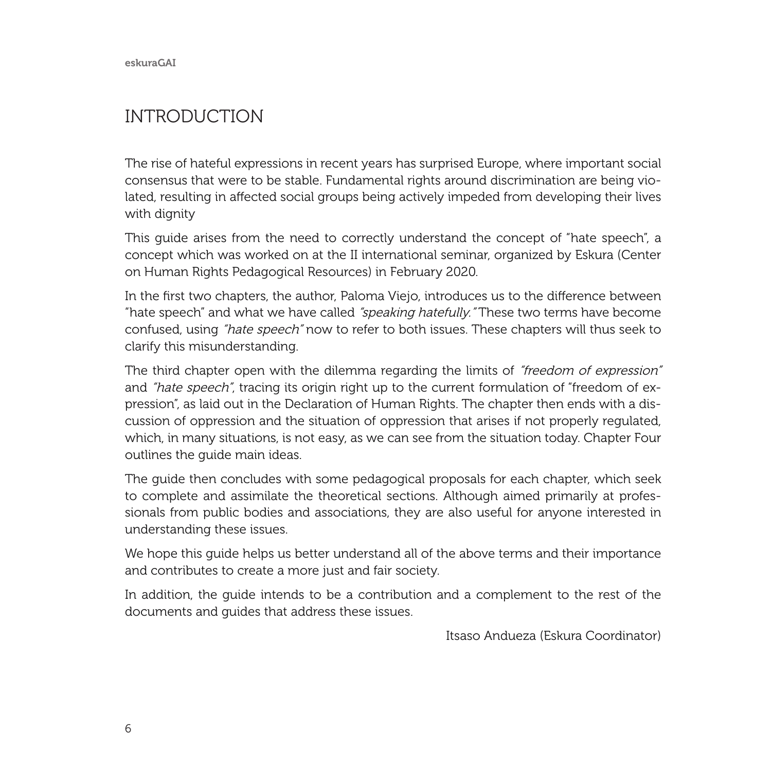# INTRODUCTION

The rise of hateful expressions in recent years has surprised Europe, where important social consensus that were to be stable. Fundamental rights around discrimination are being violated, resulting in affected social groups being actively impeded from developing their lives with dignity

This guide arises from the need to correctly understand the concept of "hate speech", a concept which was worked on at the II international seminar, organized by Eskura (Center on Human Rights Pedagogical Resources) in February 2020.

In the first two chapters, the author, Paloma Viejo, introduces us to the difference between "hate speech" and what we have called *"speaking hatefully."* These two terms have become confused, using *"hate speech"* now to refer to both issues. These chapters will thus seek to clarify this misunderstanding.

The third chapter open with the dilemma regarding the limits of *"freedom of expression"* and *"hate speech"*, tracing its origin right up to the current formulation of "freedom of expression", as laid out in the Declaration of Human Rights. The chapter then ends with a discussion of oppression and the situation of oppression that arises if not properly regulated, which, in many situations, is not easy, as we can see from the situation today. Chapter Four outlines the guide main ideas.

The guide then concludes with some pedagogical proposals for each chapter, which seek to complete and assimilate the theoretical sections. Although aimed primarily at professionals from public bodies and associations, they are also useful for anyone interested in understanding these issues.

We hope this guide helps us better understand all of the above terms and their importance and contributes to create a more just and fair society.

In addition, the guide intends to be a contribution and a complement to the rest of the documents and guides that address these issues.

Itsaso Andueza (Eskura Coordinator)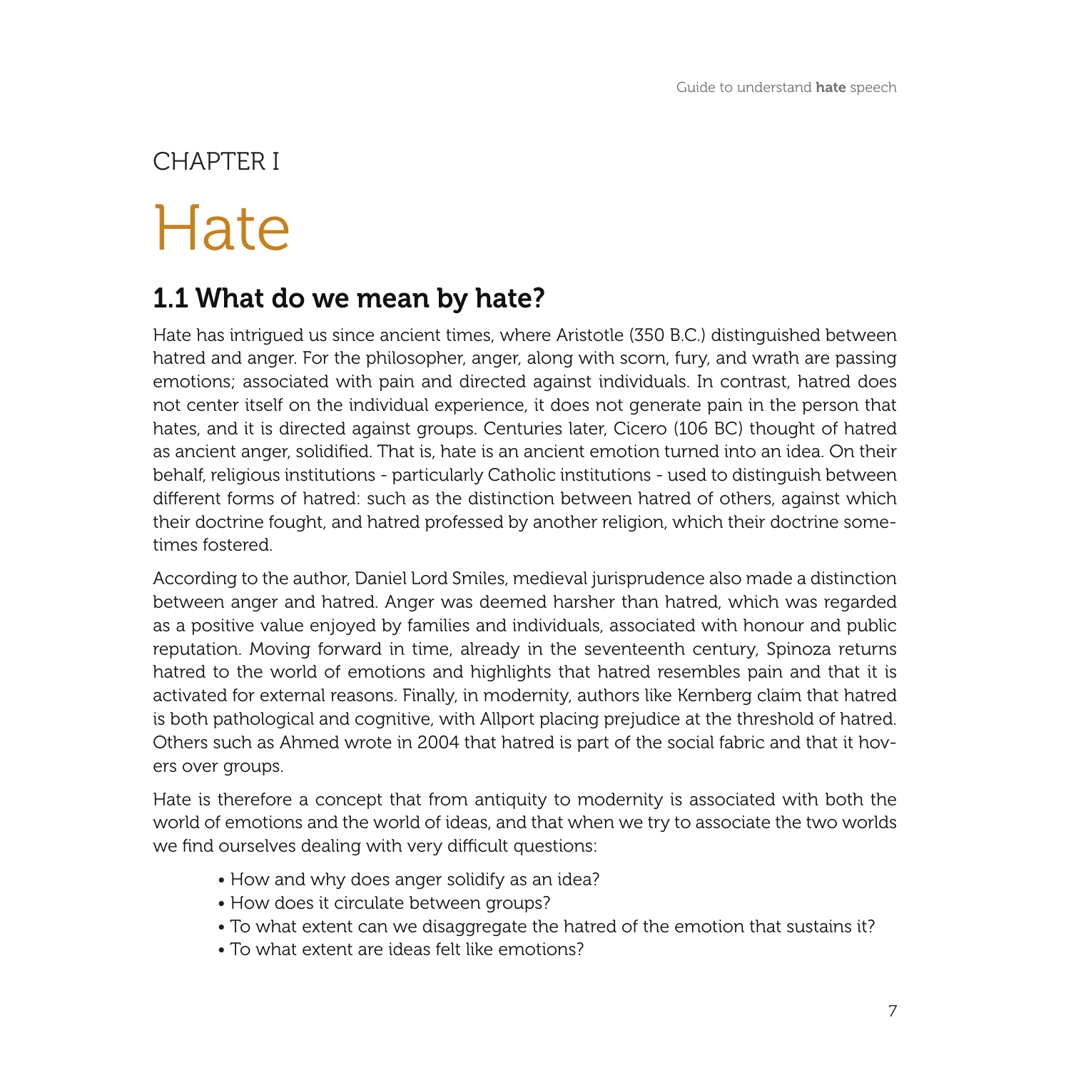# CHAPTER I

# Hate

## 1.1 What do we mean by hate?

Hate has intrigued us since ancient times, where Aristotle (350 B.C.) distinguished between hatred and anger. For the philosopher, anger, along with scorn, fury, and wrath are passing emotions; associated with pain and directed against individuals. In contrast, hatred does not center itself on the individual experience, it does not generate pain in the person that hates, and it is directed against groups. Centuries later, Cicero (106 BC) thought of hatred as ancient anger, solidified. That is, hate is an ancient emotion turned into an idea. On their behalf, religious institutions - particularly Catholic institutions - used to distinguish between different forms of hatred: such as the distinction between hatred of others, against which their doctrine fought, and hatred professed by another religion, which their doctrine sometimes fostered.

According to the author, Daniel Lord Smiles, medieval jurisprudence also made a distinction between anger and hatred. Anger was deemed harsher than hatred, which was regarded as a positive value enjoyed by families and individuals, associated with honour and public reputation. Moving forward in time, already in the seventeenth century, Spinoza returns hatred to the world of emotions and highlights that hatred resembles pain and that it is activated for external reasons. Finally, in modernity, authors like Kernberg claim that hatred is both pathological and cognitive, with Allport placing prejudice at the threshold of hatred. Others such as Ahmed wrote in 2004 that hatred is part of the social fabric and that it hovers over groups.

Hate is therefore a concept that from antiquity to modernity is associated with both the world of emotions and the world of ideas, and that when we try to associate the two worlds we find ourselves dealing with very difficult questions:

- How and why does anger solidify as an idea?
- How does it circulate between groups?
- To what extent can we disaggregate the hatred of the emotion that sustains it?
- To what extent are ideas felt like emotions?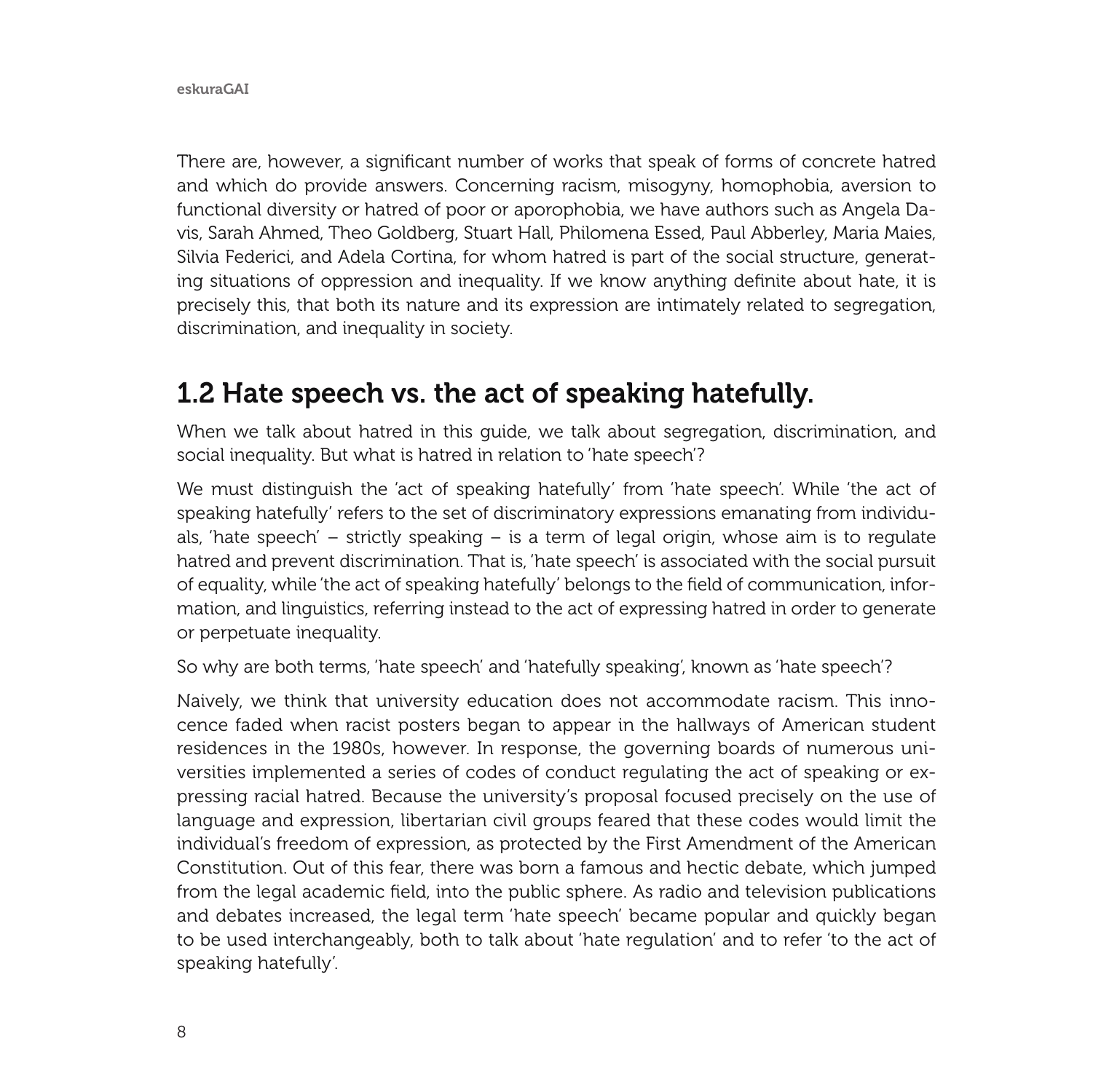There are, however, a significant number of works that speak of forms of concrete hatred and which do provide answers. Concerning racism, misogyny, homophobia, aversion to functional diversity or hatred of poor or aporophobia, we have authors such as Angela Davis, Sarah Ahmed, Theo Goldberg, Stuart Hall, Philomena Essed, Paul Abberley, Maria Maies, Silvia Federici, and Adela Cortina, for whom hatred is part of the social structure, generating situations of oppression and inequality. If we know anything definite about hate, it is precisely this, that both its nature and its expression are intimately related to segregation, discrimination, and inequality in society.

## 1.2 Hate speech vs. the act of speaking hatefully.

When we talk about hatred in this guide, we talk about segregation, discrimination, and social inequality. But what is hatred in relation to 'hate speech'?

We must distinguish the 'act of speaking hatefully' from 'hate speech'. While 'the act of speaking hatefully' refers to the set of discriminatory expressions emanating from individuals, 'hate speech' – strictly speaking – is a term of legal origin, whose aim is to regulate hatred and prevent discrimination. That is, 'hate speech' is associated with the social pursuit of equality, while 'the act of speaking hatefully' belongs to the field of communication, information, and linguistics, referring instead to the act of expressing hatred in order to generate or perpetuate inequality.

So why are both terms, 'hate speech' and 'hatefully speaking', known as 'hate speech'?

Naively, we think that university education does not accommodate racism. This innocence faded when racist posters began to appear in the hallways of American student residences in the 1980s, however. In response, the governing boards of numerous universities implemented a series of codes of conduct regulating the act of speaking or expressing racial hatred. Because the university's proposal focused precisely on the use of language and expression, libertarian civil groups feared that these codes would limit the individual's freedom of expression, as protected by the First Amendment of the American Constitution. Out of this fear, there was born a famous and hectic debate, which jumped from the legal academic field, into the public sphere. As radio and television publications and debates increased, the legal term 'hate speech' became popular and quickly began to be used interchangeably, both to talk about 'hate regulation' and to refer 'to the act of speaking hatefully'.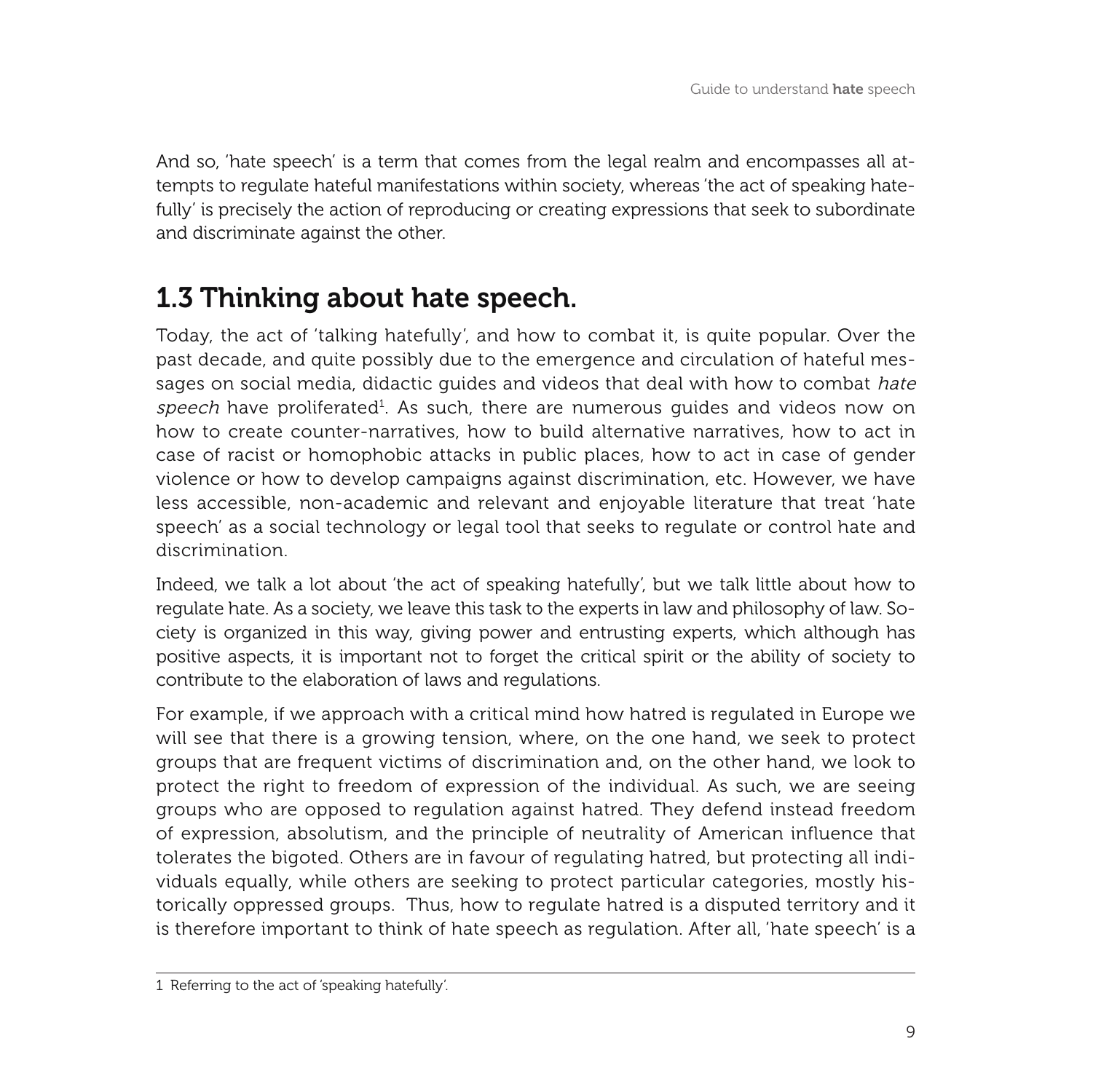And so, 'hate speech' is a term that comes from the legal realm and encompasses all attempts to regulate hateful manifestations within society, whereas 'the act of speaking hatefully' is precisely the action of reproducing or creating expressions that seek to subordinate and discriminate against the other.

## 1.3 Thinking about hate speech.

Today, the act of 'talking hatefully', and how to combat it, is quite popular. Over the past decade, and quite possibly due to the emergence and circulation of hateful messages on social media, didactic guides and videos that deal with how to combat *hate speech* have proliferated[1]. As such, there are numerous guides and videos now on how to create counter-narratives, how to build alternative narratives, how to act in case of racist or homophobic attacks in public places, how to act in case of gender violence or how to develop campaigns against discrimination, etc. However, we have less accessible, non-academic and relevant and enjoyable literature that treat 'hate speech' as a social technology or legal tool that seeks to regulate or control hate and discrimination.

Indeed, we talk a lot about 'the act of speaking hatefully', but we talk little about how to regulate hate. As a society, we leave this task to the experts in law and philosophy of law. Society is organized in this way, giving power and entrusting experts, which although has positive aspects, it is important not to forget the critical spirit or the ability of society to contribute to the elaboration of laws and regulations.

For example, if we approach with a critical mind how hatred is regulated in Europe we will see that there is a growing tension, where, on the one hand, we seek to protect groups that are frequent victims of discrimination and, on the other hand, we look to protect the right to freedom of expression of the individual. As such, we are seeing groups who are opposed to regulation against hatred. They defend instead freedom of expression, absolutism, and the principle of neutrality of American influence that tolerates the bigoted. Others are in favour of regulating hatred, but protecting all individuals equally, while others are seeking to protect particular categories, mostly historically oppressed groups. Thus, how to regulate hatred is a disputed territory and it is therefore important to think of hate speech as regulation. After all, 'hate speech' is a

1 Referring to the act of 'speaking hatefully'.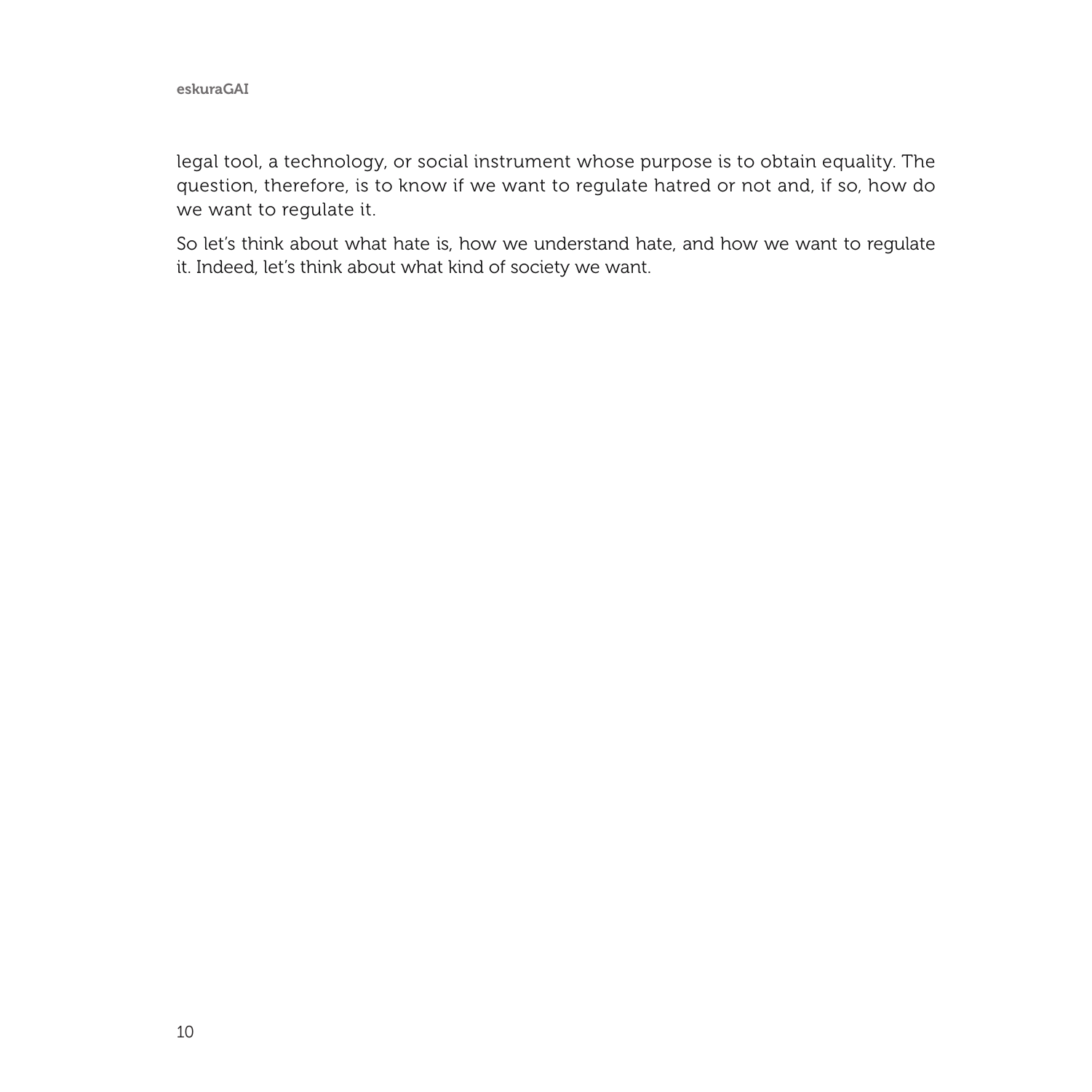legal tool, a technology, or social instrument whose purpose is to obtain equality. The question, therefore, is to know if we want to regulate hatred or not and, if so, how do we want to regulate it.

So let's think about what hate is, how we understand hate, and how we want to regulate it. Indeed, let's think about what kind of society we want.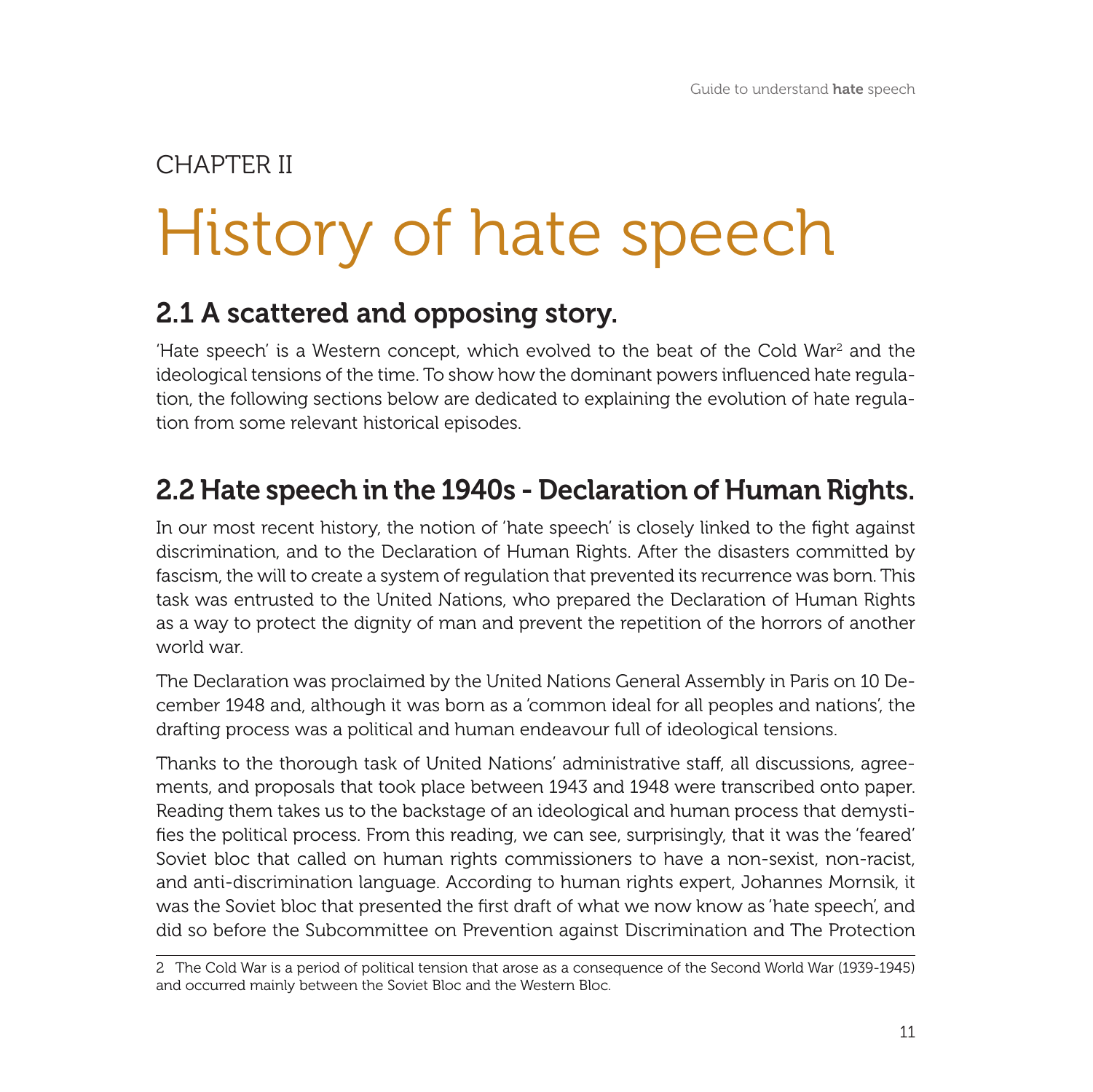CHAPTER II

# History of hate speech

## 2.1 A scattered and opposing story.

'Hate speech' is a Western concept, which evolved to the beat of the Cold War[2] and the ideological tensions of the time. To show how the dominant powers influenced hate regulation, the following sections below are dedicated to explaining the evolution of hate regulation from some relevant historical episodes.

## 2.2 Hate speech in the 1940s - Declaration of Human Rights.

In our most recent history, the notion of 'hate speech' is closely linked to the fight against discrimination, and to the Declaration of Human Rights. After the disasters committed by fascism, the will to create a system of regulation that prevented its recurrence was born. This task was entrusted to the United Nations, who prepared the Declaration of Human Rights as a way to protect the dignity of man and prevent the repetition of the horrors of another world war.

The Declaration was proclaimed by the United Nations General Assembly in Paris on 10 December 1948 and, although it was born as a 'common ideal for all peoples and nations', the drafting process was a political and human endeavour full of ideological tensions.

Thanks to the thorough task of United Nations' administrative staff, all discussions, agreements, and proposals that took place between 1943 and 1948 were transcribed onto paper. Reading them takes us to the backstage of an ideological and human process that demystifies the political process. From this reading, we can see, surprisingly, that it was the 'feared' Soviet bloc that called on human rights commissioners to have a non-sexist, non-racist, and anti-discrimination language. According to human rights expert, Johannes Mornsik, it was the Soviet bloc that presented the first draft of what we now know as 'hate speech', and did so before the Subcommittee on Prevention against Discrimination and The Protection

---

2 The Cold War is a period of political tension that arose as a consequence of the Second World War (1939-1945) and occurred mainly between the Soviet Bloc and the Western Bloc.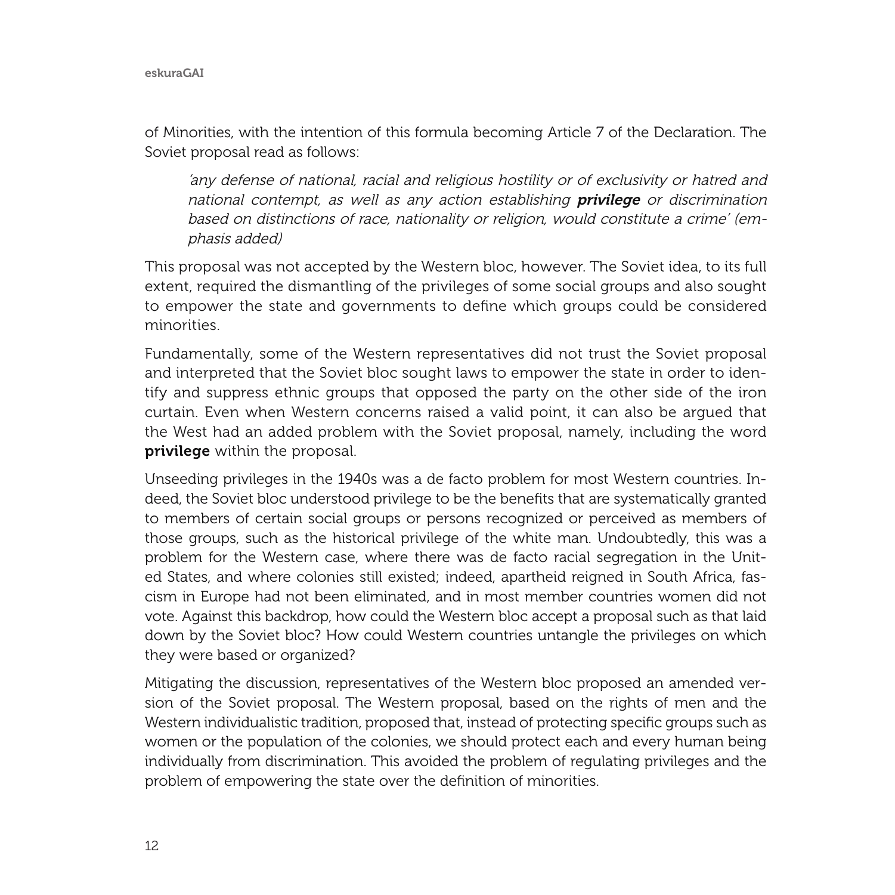of Minorities, with the intention of this formula becoming Article 7 of the Declaration. The Soviet proposal read as follows:

> *'any defense of national, racial and religious hostility or of exclusivity or hatred and national contempt, as well as any action establishing **privilege** or discrimination based on distinctions of race, nationality or religion, would constitute a crime' (emphasis added)*

This proposal was not accepted by the Western bloc, however. The Soviet idea, to its full extent, required the dismantling of the privileges of some social groups and also sought to empower the state and governments to define which groups could be considered minorities.

Fundamentally, some of the Western representatives did not trust the Soviet proposal and interpreted that the Soviet bloc sought laws to empower the state in order to identify and suppress ethnic groups that opposed the party on the other side of the iron curtain. Even when Western concerns raised a valid point, it can also be argued that the West had an added problem with the Soviet proposal, namely, including the word **privilege** within the proposal.

Unseeding privileges in the 1940s was a de facto problem for most Western countries. Indeed, the Soviet bloc understood privilege to be the benefits that are systematically granted to members of certain social groups or persons recognized or perceived as members of those groups, such as the historical privilege of the white man. Undoubtedly, this was a problem for the Western case, where there was de facto racial segregation in the United States, and where colonies still existed; indeed, apartheid reigned in South Africa, fascism in Europe had not been eliminated, and in most member countries women did not vote. Against this backdrop, how could the Western bloc accept a proposal such as that laid down by the Soviet bloc? How could Western countries untangle the privileges on which they were based or organized?

Mitigating the discussion, representatives of the Western bloc proposed an amended version of the Soviet proposal. The Western proposal, based on the rights of men and the Western individualistic tradition, proposed that, instead of protecting specific groups such as women or the population of the colonies, we should protect each and every human being individually from discrimination. This avoided the problem of regulating privileges and the problem of empowering the state over the definition of minorities.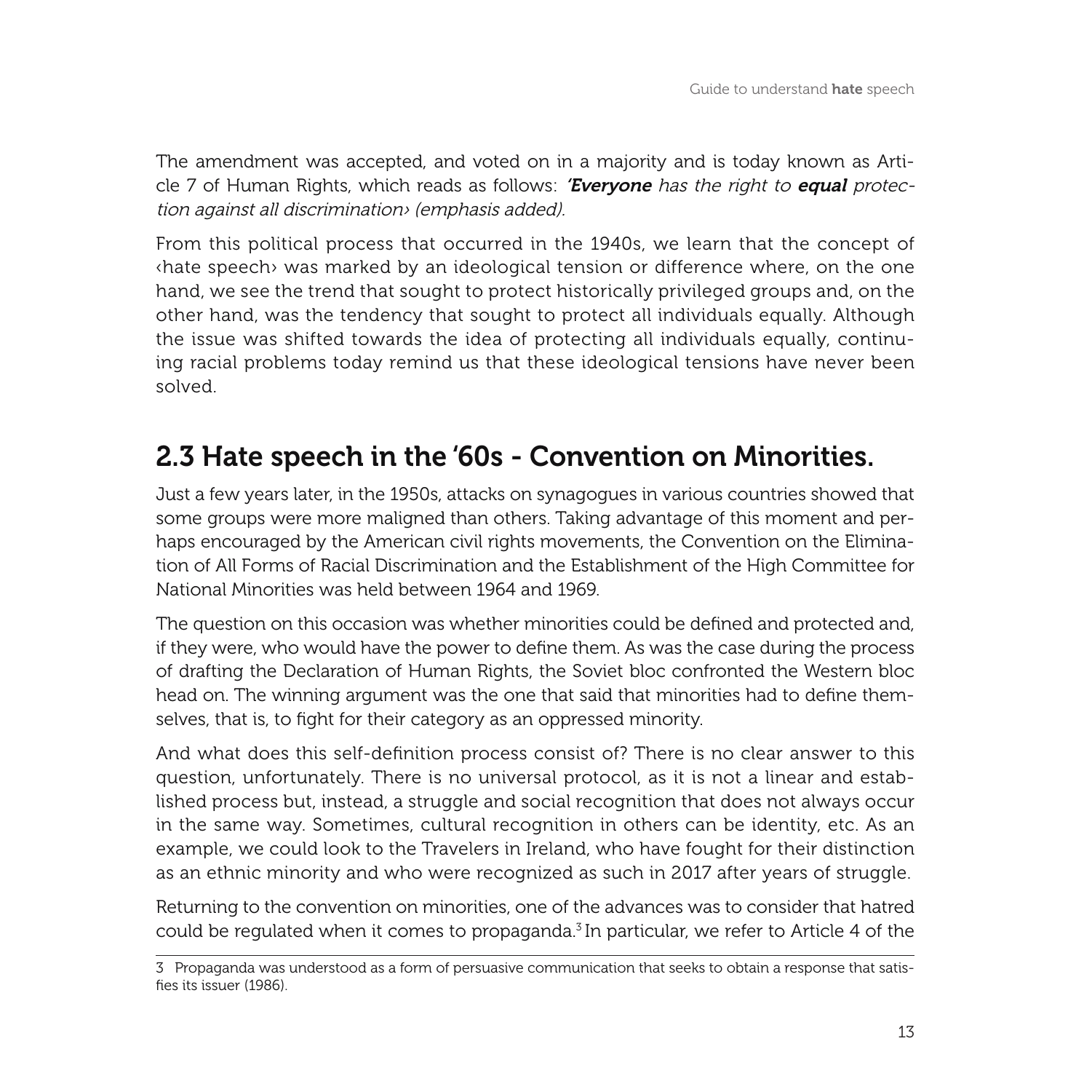The amendment was accepted, and voted on in a majority and is today known as Article 7 of Human Rights, which reads as follows: *'**Everyone** has the right to **equal** protection against all discrimination› (emphasis added).*

From this political process that occurred in the 1940s, we learn that the concept of ‹hate speech› was marked by an ideological tension or difference where, on the one hand, we see the trend that sought to protect historically privileged groups and, on the other hand, was the tendency that sought to protect all individuals equally. Although the issue was shifted towards the idea of protecting all individuals equally, continuing racial problems today remind us that these ideological tensions have never been solved.

## 2.3 Hate speech in the '60s - Convention on Minorities.

Just a few years later, in the 1950s, attacks on synagogues in various countries showed that some groups were more maligned than others. Taking advantage of this moment and perhaps encouraged by the American civil rights movements, the Convention on the Elimination of All Forms of Racial Discrimination and the Establishment of the High Committee for National Minorities was held between 1964 and 1969.

The question on this occasion was whether minorities could be defined and protected and, if they were, who would have the power to define them. As was the case during the process of drafting the Declaration of Human Rights, the Soviet bloc confronted the Western bloc head on. The winning argument was the one that said that minorities had to define themselves, that is, to fight for their category as an oppressed minority.

And what does this self-definition process consist of? There is no clear answer to this question, unfortunately. There is no universal protocol, as it is not a linear and established process but, instead, a struggle and social recognition that does not always occur in the same way. Sometimes, cultural recognition in others can be identity, etc. As an example, we could look to the Travelers in Ireland, who have fought for their distinction as an ethnic minority and who were recognized as such in 2017 after years of struggle.

Returning to the convention on minorities, one of the advances was to consider that hatred could be regulated when it comes to propaganda.[3] In particular, we refer to Article 4 of the

---

3 Propaganda was understood as a form of persuasive communication that seeks to obtain a response that satisfies its issuer (1986).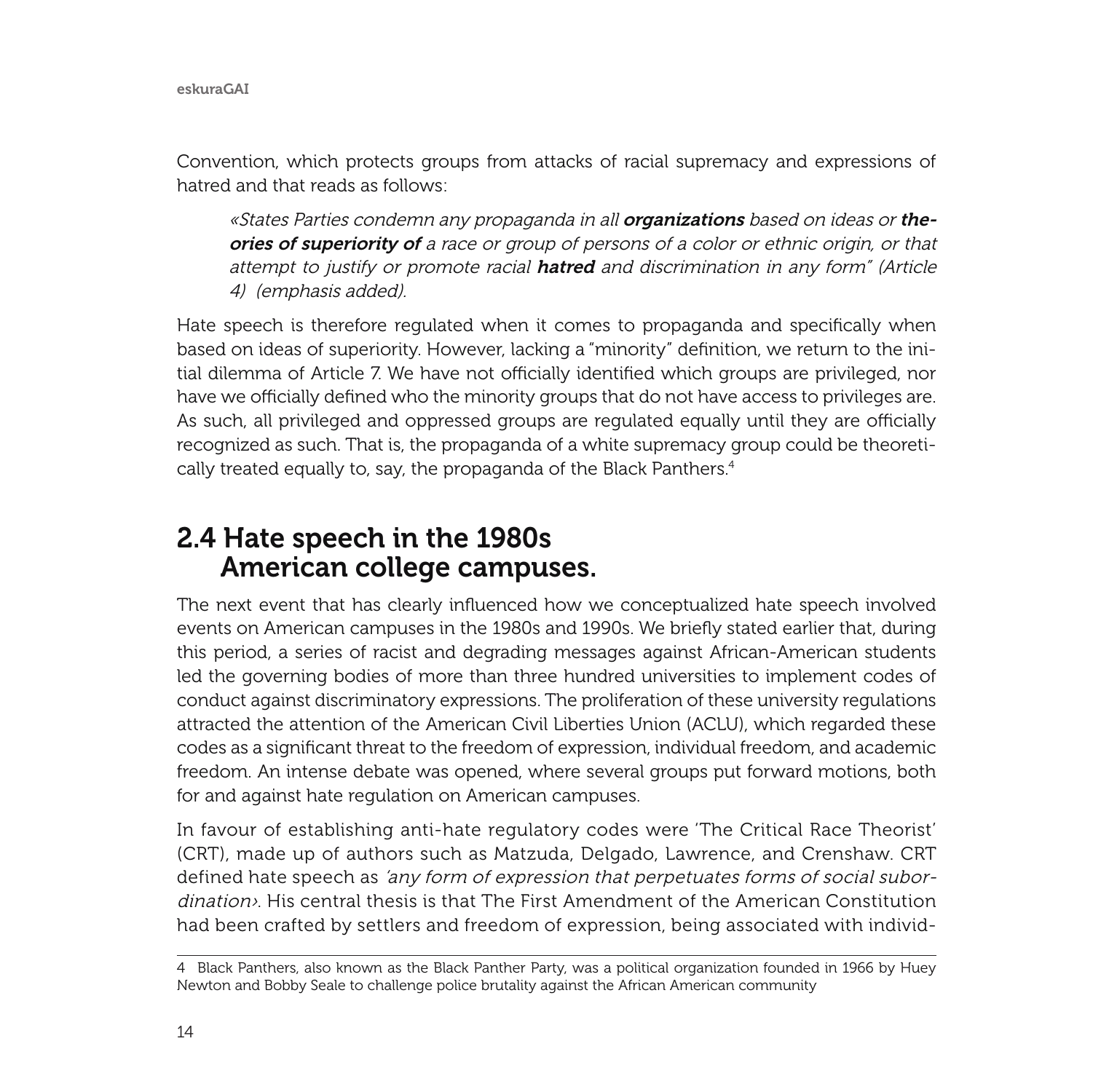Convention, which protects groups from attacks of racial supremacy and expressions of hatred and that reads as follows:

> *«States Parties condemn any propaganda in all **organizations** based on ideas or **theories of superiority of** a race or group of persons of a color or ethnic origin, or that attempt to justify or promote racial **hatred** and discrimination in any form" (Article 4) (emphasis added).*

Hate speech is therefore regulated when it comes to propaganda and specifically when based on ideas of superiority. However, lacking a "minority" definition, we return to the initial dilemma of Article 7. We have not officially identified which groups are privileged, nor have we officially defined who the minority groups that do not have access to privileges are. As such, all privileged and oppressed groups are regulated equally until they are officially recognized as such. That is, the propaganda of a white supremacy group could be theoretically treated equally to, say, the propaganda of the Black Panthers.[4]

## 2.4 Hate speech in the 1980s American college campuses.

The next event that has clearly influenced how we conceptualized hate speech involved events on American campuses in the 1980s and 1990s. We briefly stated earlier that, during this period, a series of racist and degrading messages against African-American students led the governing bodies of more than three hundred universities to implement codes of conduct against discriminatory expressions. The proliferation of these university regulations attracted the attention of the American Civil Liberties Union (ACLU), which regarded these codes as a significant threat to the freedom of expression, individual freedom, and academic freedom. An intense debate was opened, where several groups put forward motions, both for and against hate regulation on American campuses.

In favour of establishing anti-hate regulatory codes were 'The Critical Race Theorist' (CRT), made up of authors such as Matzuda, Delgado, Lawrence, and Crenshaw. CRT defined hate speech as *'any form of expression that perpetuates forms of social subordination›*. His central thesis is that The First Amendment of the American Constitution had been crafted by settlers and freedom of expression, being associated with individ-

4 Black Panthers, also known as the Black Panther Party, was a political organization founded in 1966 by Huey Newton and Bobby Seale to challenge police brutality against the African American community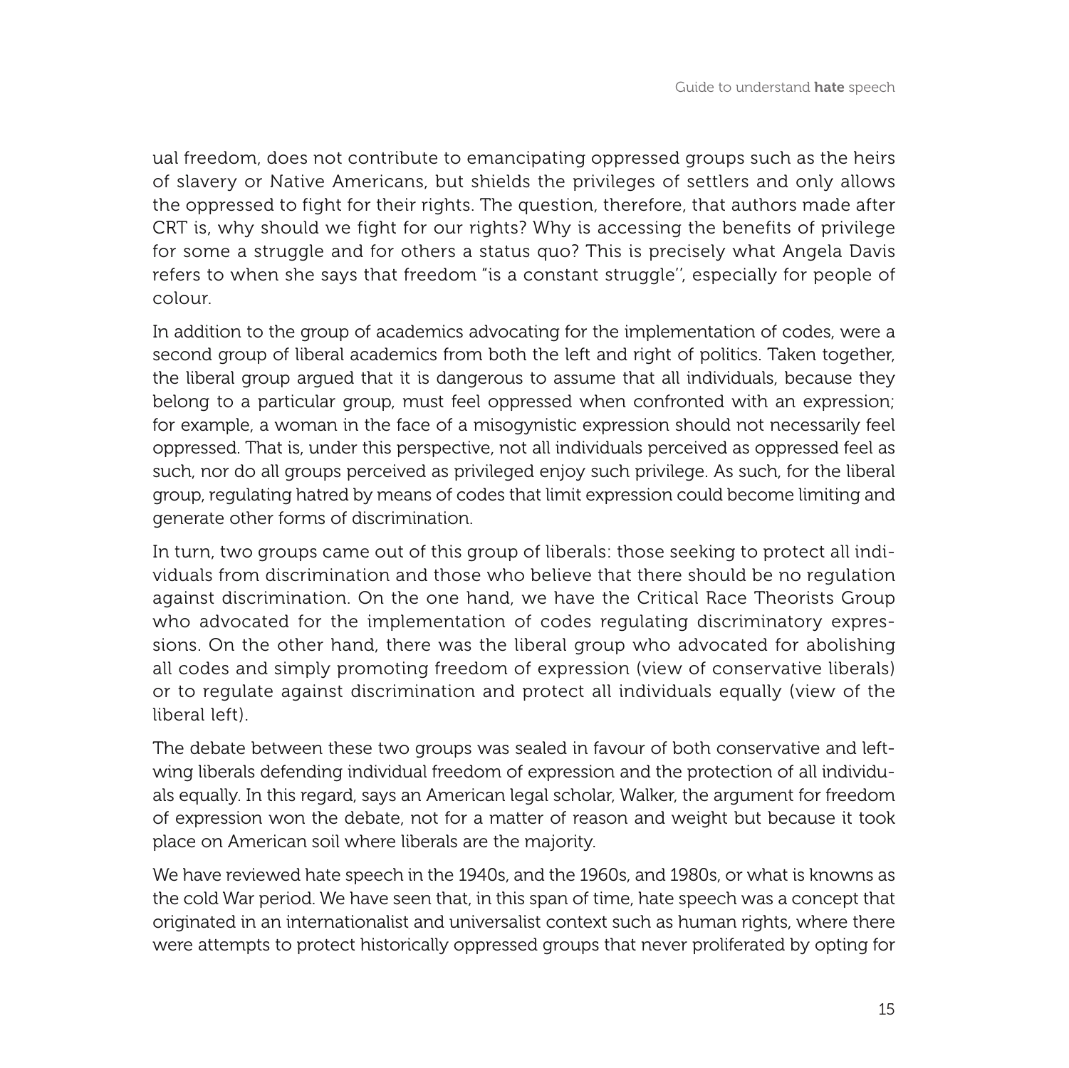ual freedom, does not contribute to emancipating oppressed groups such as the heirs of slavery or Native Americans, but shields the privileges of settlers and only allows the oppressed to fight for their rights. The question, therefore, that authors made after CRT is, why should we fight for our rights? Why is accessing the benefits of privilege for some a struggle and for others a status quo? This is precisely what Angela Davis refers to when she says that freedom "is a constant struggle'', especially for people of colour.

In addition to the group of academics advocating for the implementation of codes, were a second group of liberal academics from both the left and right of politics. Taken together, the liberal group argued that it is dangerous to assume that all individuals, because they belong to a particular group, must feel oppressed when confronted with an expression; for example, a woman in the face of a misogynistic expression should not necessarily feel oppressed. That is, under this perspective, not all individuals perceived as oppressed feel as such, nor do all groups perceived as privileged enjoy such privilege. As such, for the liberal group, regulating hatred by means of codes that limit expression could become limiting and generate other forms of discrimination.

In turn, two groups came out of this group of liberals: those seeking to protect all individuals from discrimination and those who believe that there should be no regulation against discrimination. On the one hand, we have the Critical Race Theorists Group who advocated for the implementation of codes regulating discriminatory expressions. On the other hand, there was the liberal group who advocated for abolishing all codes and simply promoting freedom of expression (view of conservative liberals) or to regulate against discrimination and protect all individuals equally (view of the liberal left).

The debate between these two groups was sealed in favour of both conservative and left-wing liberals defending individual freedom of expression and the protection of all individuals equally. In this regard, says an American legal scholar, Walker, the argument for freedom of expression won the debate, not for a matter of reason and weight but because it took place on American soil where liberals are the majority.

We have reviewed hate speech in the 1940s, and the 1960s, and 1980s, or what is knowns as the cold War period. We have seen that, in this span of time, hate speech was a concept that originated in an internationalist and universalist context such as human rights, where there were attempts to protect historically oppressed groups that never proliferated by opting for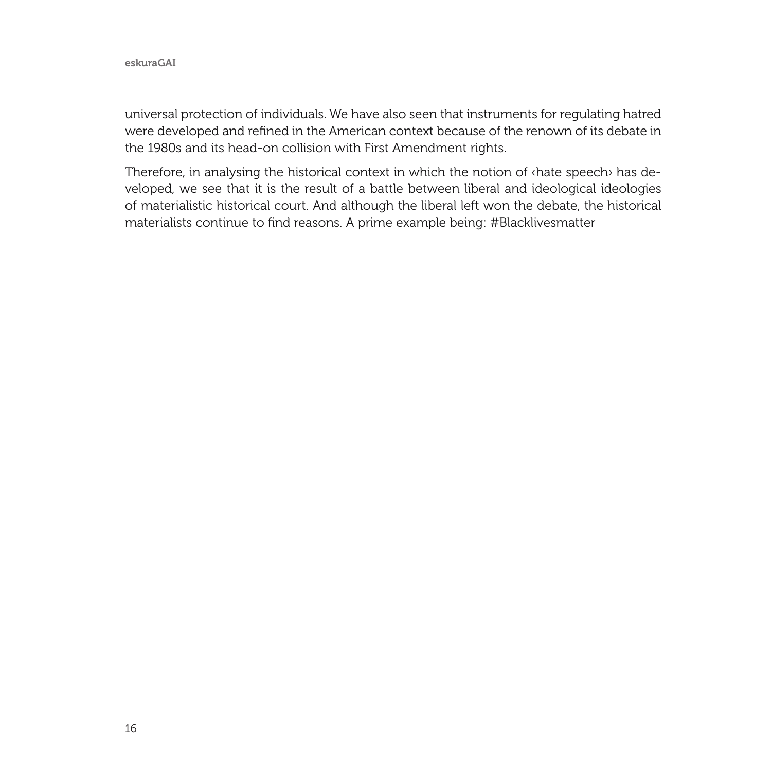universal protection of individuals. We have also seen that instruments for regulating hatred were developed and refined in the American context because of the renown of its debate in the 1980s and its head-on collision with First Amendment rights.

Therefore, in analysing the historical context in which the notion of ‹hate speech› has developed, we see that it is the result of a battle between liberal and ideological ideologies of materialistic historical court. And although the liberal left won the debate, the historical materialists continue to find reasons. A prime example being: #Blacklivesmatter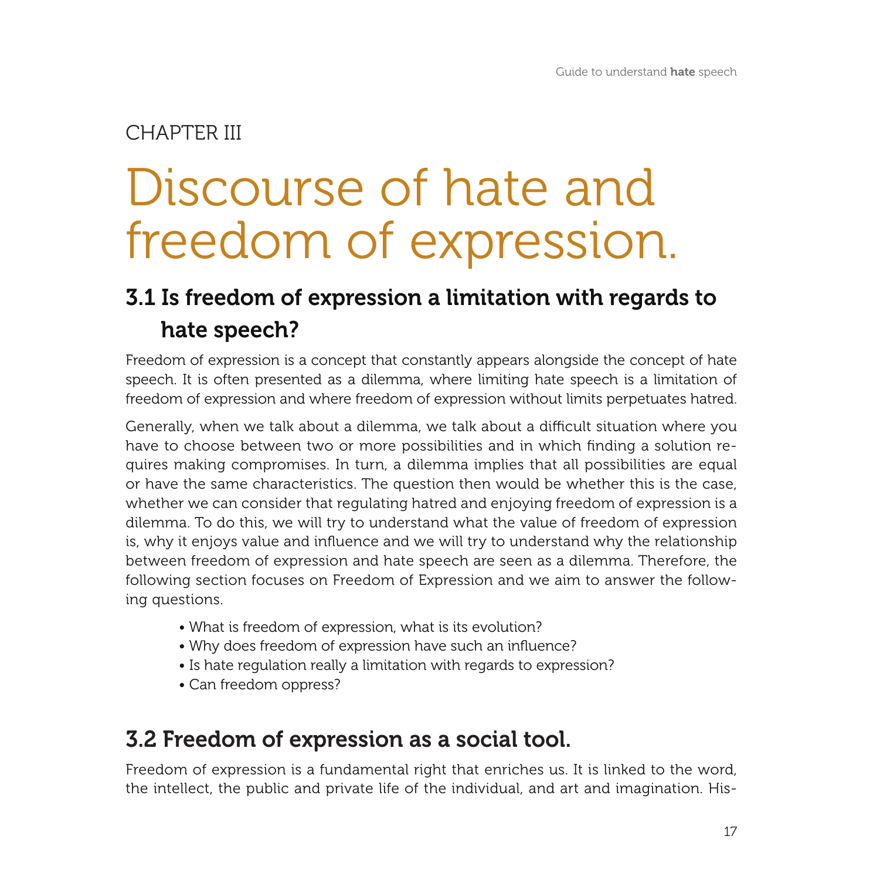CHAPTER III

# Discourse of hate and freedom of expression.

## 3.1 Is freedom of expression a limitation with regards to hate speech?

Freedom of expression is a concept that constantly appears alongside the concept of hate speech. It is often presented as a dilemma, where limiting hate speech is a limitation of freedom of expression and where freedom of expression without limits perpetuates hatred.

Generally, when we talk about a dilemma, we talk about a difficult situation where you have to choose between two or more possibilities and in which finding a solution requires making compromises. In turn, a dilemma implies that all possibilities are equal or have the same characteristics. The question then would be whether this is the case, whether we can consider that regulating hatred and enjoying freedom of expression is a dilemma. To do this, we will try to understand what the value of freedom of expression is, why it enjoys value and influence and we will try to understand why the relationship between freedom of expression and hate speech are seen as a dilemma. Therefore, the following section focuses on Freedom of Expression and we aim to answer the following questions.

- What is freedom of expression, what is its evolution?
- Why does freedom of expression have such an influence?
- Is hate regulation really a limitation with regards to expression?
- Can freedom oppress?

## 3.2 Freedom of expression as a social tool.

Freedom of expression is a fundamental right that enriches us. It is linked to the word, the intellect, the public and private life of the individual, and art and imagination. His-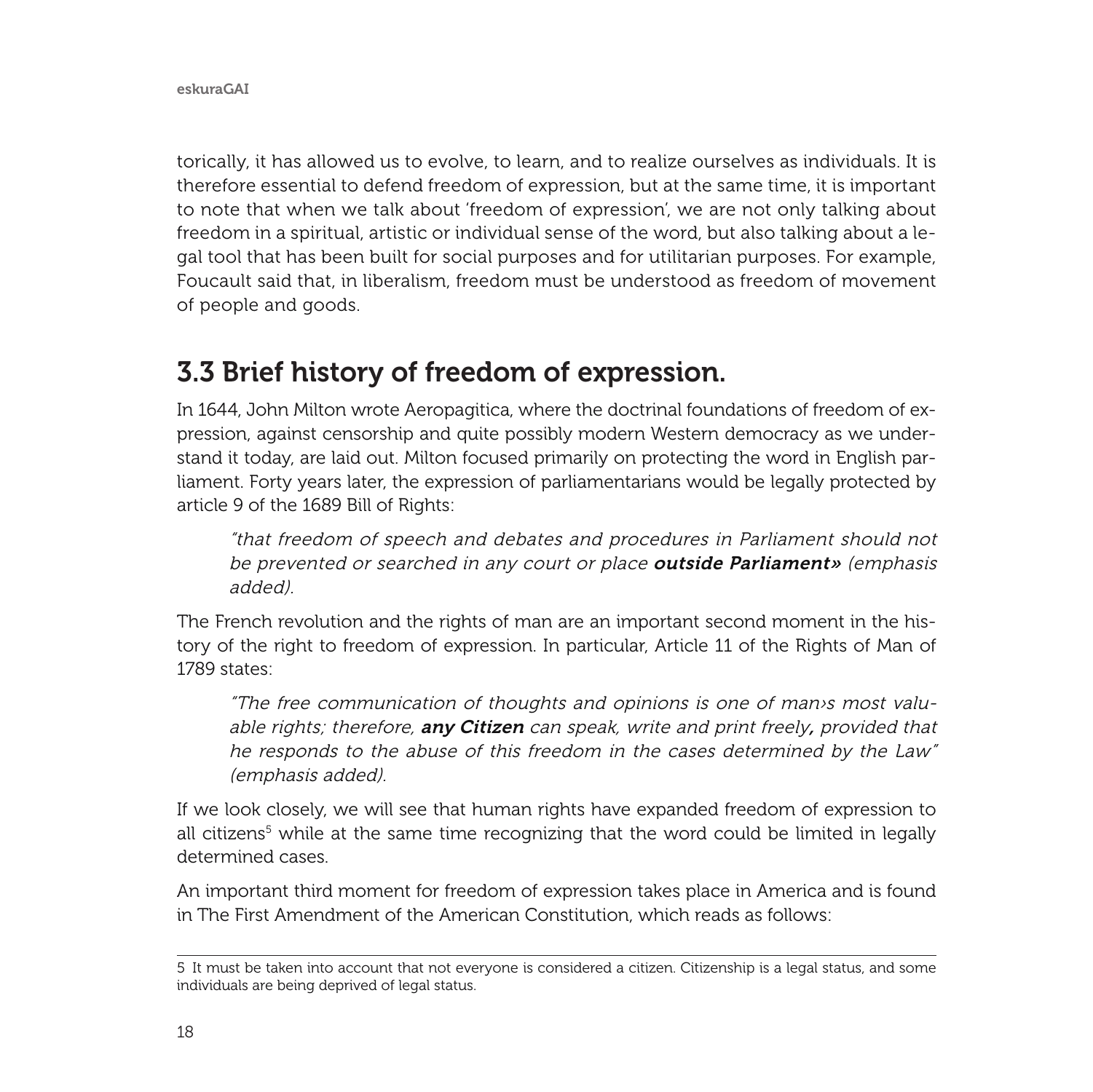torically, it has allowed us to evolve, to learn, and to realize ourselves as individuals. It is therefore essential to defend freedom of expression, but at the same time, it is important to note that when we talk about 'freedom of expression', we are not only talking about freedom in a spiritual, artistic or individual sense of the word, but also talking about a legal tool that has been built for social purposes and for utilitarian purposes. For example, Foucault said that, in liberalism, freedom must be understood as freedom of movement of people and goods.

## 3.3 Brief history of freedom of expression.

In 1644, John Milton wrote Aeropagitica, where the doctrinal foundations of freedom of expression, against censorship and quite possibly modern Western democracy as we understand it today, are laid out. Milton focused primarily on protecting the word in English parliament. Forty years later, the expression of parliamentarians would be legally protected by article 9 of the 1689 Bill of Rights:

> *"that freedom of speech and debates and procedures in Parliament should not be prevented or searched in any court or place* ***outside Parliament»*** *(emphasis added).*

The French revolution and the rights of man are an important second moment in the history of the right to freedom of expression. In particular, Article 11 of the Rights of Man of 1789 states:

> *"The free communication of thoughts and opinions is one of man›s most valuable rights; therefore,* ***any Citizen*** *can speak, write and print freely****,*** *provided that he responds to the abuse of this freedom in the cases determined by the Law" (emphasis added).*

If we look closely, we will see that human rights have expanded freedom of expression to all citizens[5] while at the same time recognizing that the word could be limited in legally determined cases.

An important third moment for freedom of expression takes place in America and is found in The First Amendment of the American Constitution, which reads as follows:

---

5 It must be taken into account that not everyone is considered a citizen. Citizenship is a legal status, and some individuals are being deprived of legal status.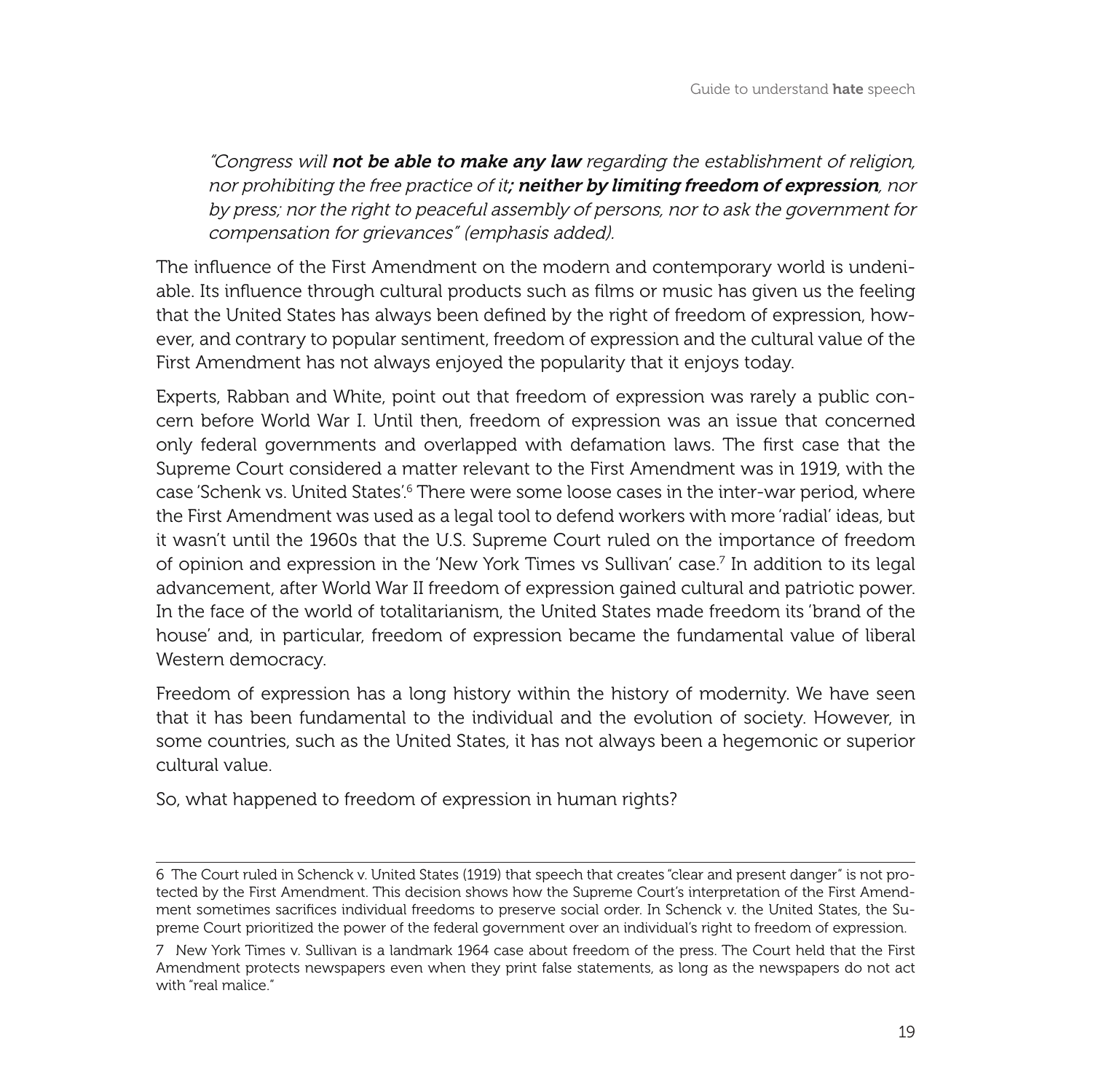*"Congress will **not be able to make any law** regarding the establishment of religion, nor prohibiting the free practice of it**; neither by limiting freedom of expression**, nor by press; nor the right to peaceful assembly of persons, nor to ask the government for compensation for grievances" (emphasis added).*

The influence of the First Amendment on the modern and contemporary world is undeniable. Its influence through cultural products such as films or music has given us the feeling that the United States has always been defined by the right of freedom of expression, however, and contrary to popular sentiment, freedom of expression and the cultural value of the First Amendment has not always enjoyed the popularity that it enjoys today.

Experts, Rabban and White, point out that freedom of expression was rarely a public concern before World War I. Until then, freedom of expression was an issue that concerned only federal governments and overlapped with defamation laws. The first case that the Supreme Court considered a matter relevant to the First Amendment was in 1919, with the case 'Schenk vs. United States'.[6] There were some loose cases in the inter-war period, where the First Amendment was used as a legal tool to defend workers with more 'radial' ideas, but it wasn't until the 1960s that the U.S. Supreme Court ruled on the importance of freedom of opinion and expression in the 'New York Times vs Sullivan' case.[7] In addition to its legal advancement, after World War II freedom of expression gained cultural and patriotic power. In the face of the world of totalitarianism, the United States made freedom its 'brand of the house' and, in particular, freedom of expression became the fundamental value of liberal Western democracy.

Freedom of expression has a long history within the history of modernity. We have seen that it has been fundamental to the individual and the evolution of society. However, in some countries, such as the United States, it has not always been a hegemonic or superior cultural value.

So, what happened to freedom of expression in human rights?

---

6 The Court ruled in Schenck v. United States (1919) that speech that creates "clear and present danger" is not protected by the First Amendment. This decision shows how the Supreme Court's interpretation of the First Amendment sometimes sacrifices individual freedoms to preserve social order. In Schenck v. the United States, the Supreme Court prioritized the power of the federal government over an individual's right to freedom of expression.

7 New York Times v. Sullivan is a landmark 1964 case about freedom of the press. The Court held that the First Amendment protects newspapers even when they print false statements, as long as the newspapers do not act with "real malice."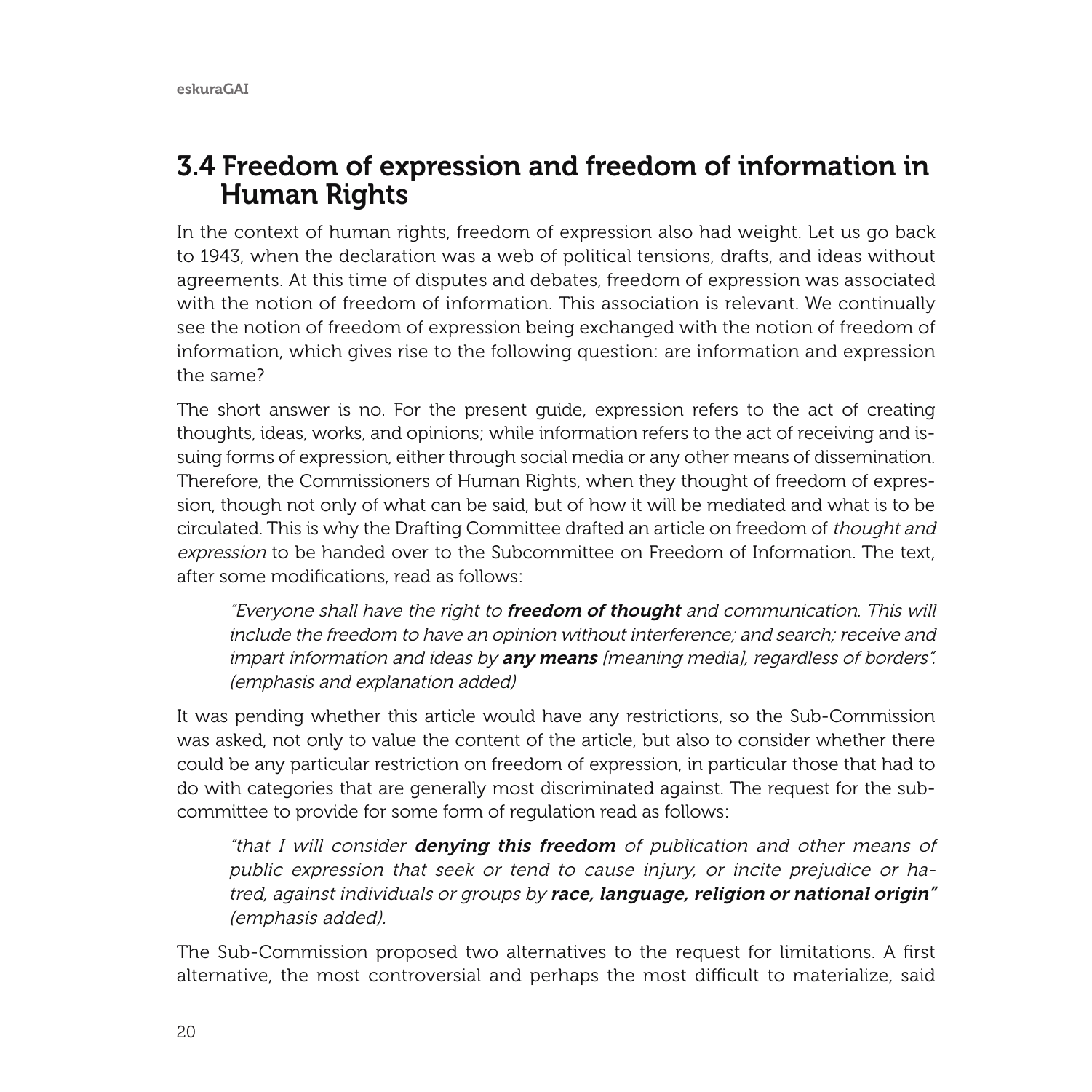## 3.4 Freedom of expression and freedom of information in Human Rights

In the context of human rights, freedom of expression also had weight. Let us go back to 1943, when the declaration was a web of political tensions, drafts, and ideas without agreements. At this time of disputes and debates, freedom of expression was associated with the notion of freedom of information. This association is relevant. We continually see the notion of freedom of expression being exchanged with the notion of freedom of information, which gives rise to the following question: are information and expression the same?

The short answer is no. For the present guide, expression refers to the act of creating thoughts, ideas, works, and opinions; while information refers to the act of receiving and issuing forms of expression, either through social media or any other means of dissemination. Therefore, the Commissioners of Human Rights, when they thought of freedom of expression, though not only of what can be said, but of how it will be mediated and what is to be circulated. This is why the Drafting Committee drafted an article on freedom of *thought and expression* to be handed over to the Subcommittee on Freedom of Information. The text, after some modifications, read as follows:

> *"Everyone shall have the right to* ***freedom of thought*** *and communication. This will include the freedom to have an opinion without interference; and search; receive and impart information and ideas by* ***any means*** *[meaning media], regardless of borders". (emphasis and explanation added)*

It was pending whether this article would have any restrictions, so the Sub-Commission was asked, not only to value the content of the article, but also to consider whether there could be any particular restriction on freedom of expression, in particular those that had to do with categories that are generally most discriminated against. The request for the subcommittee to provide for some form of regulation read as follows:

> *"that I will consider* ***denying this freedom*** *of publication and other means of public expression that seek or tend to cause injury, or incite prejudice or hatred, against individuals or groups by* ***race, language, religion or national origin"*** *(emphasis added).*

The Sub-Commission proposed two alternatives to the request for limitations. A first alternative, the most controversial and perhaps the most difficult to materialize, said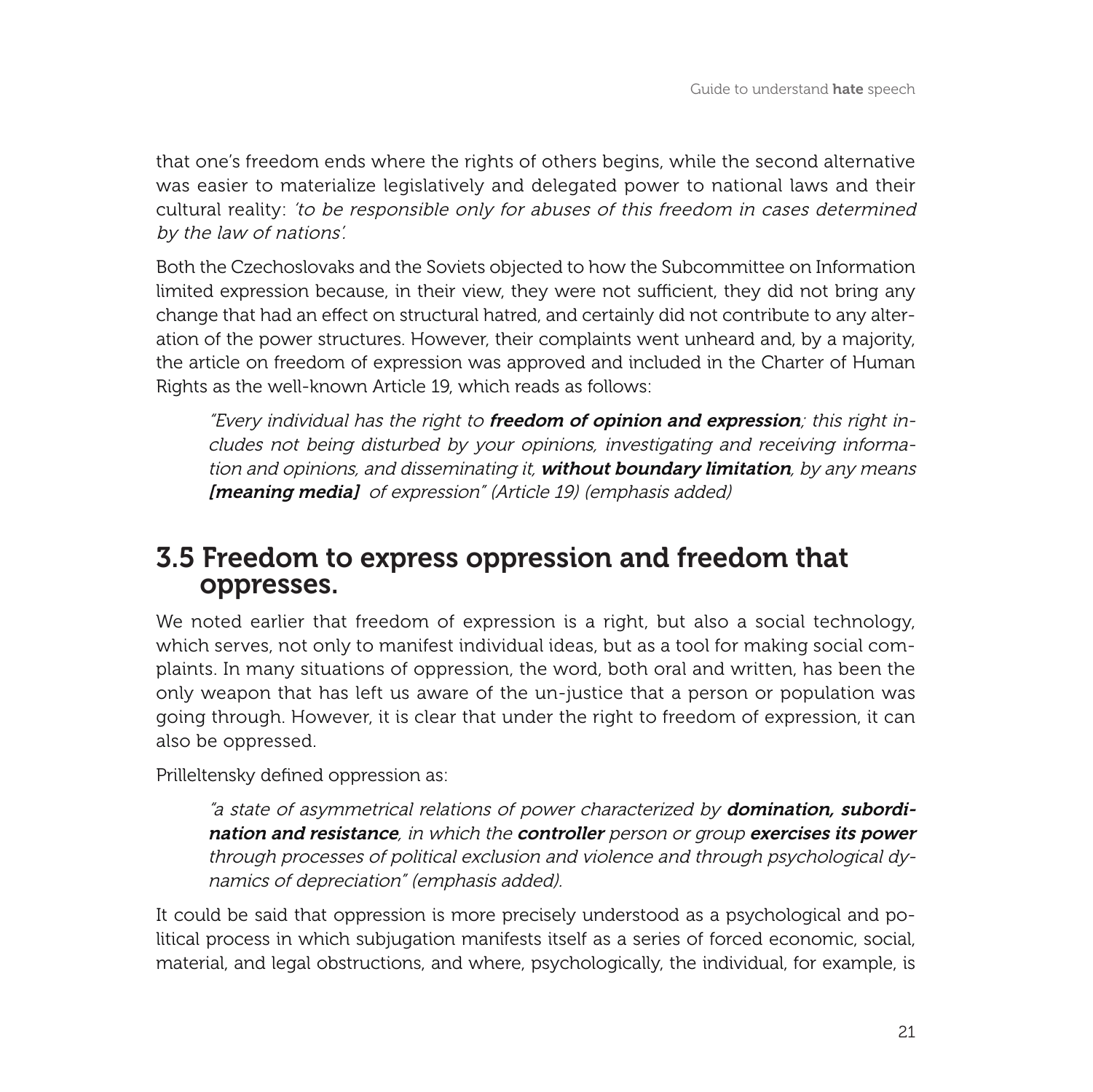that one's freedom ends where the rights of others begins, while the second alternative was easier to materialize legislatively and delegated power to national laws and their cultural reality: *'to be responsible only for abuses of this freedom in cases determined by the law of nations'.*

Both the Czechoslovaks and the Soviets objected to how the Subcommittee on Information limited expression because, in their view, they were not sufficient, they did not bring any change that had an effect on structural hatred, and certainly did not contribute to any alteration of the power structures. However, their complaints went unheard and, by a majority, the article on freedom of expression was approved and included in the Charter of Human Rights as the well-known Article 19, which reads as follows:

> *"Every individual has the right to* ***freedom of opinion and expression****; this right includes not being disturbed by your opinions, investigating and receiving information and opinions, and disseminating it,* ***without boundary limitation****, by any means* ***[meaning media]*** *of expression" (Article 19) (emphasis added)*

## 3.5 Freedom to express oppression and freedom that oppresses.

We noted earlier that freedom of expression is a right, but also a social technology, which serves, not only to manifest individual ideas, but as a tool for making social complaints. In many situations of oppression, the word, both oral and written, has been the only weapon that has left us aware of the un-justice that a person or population was going through. However, it is clear that under the right to freedom of expression, it can also be oppressed.

Prilleltensky defined oppression as:

> *"a state of asymmetrical relations of power characterized by* ***domination, subordination and resistance****, in which the* ***controller*** *person or group* ***exercises its power*** *through processes of political exclusion and violence and through psychological dynamics of depreciation" (emphasis added).*

It could be said that oppression is more precisely understood as a psychological and political process in which subjugation manifests itself as a series of forced economic, social, material, and legal obstructions, and where, psychologically, the individual, for example, is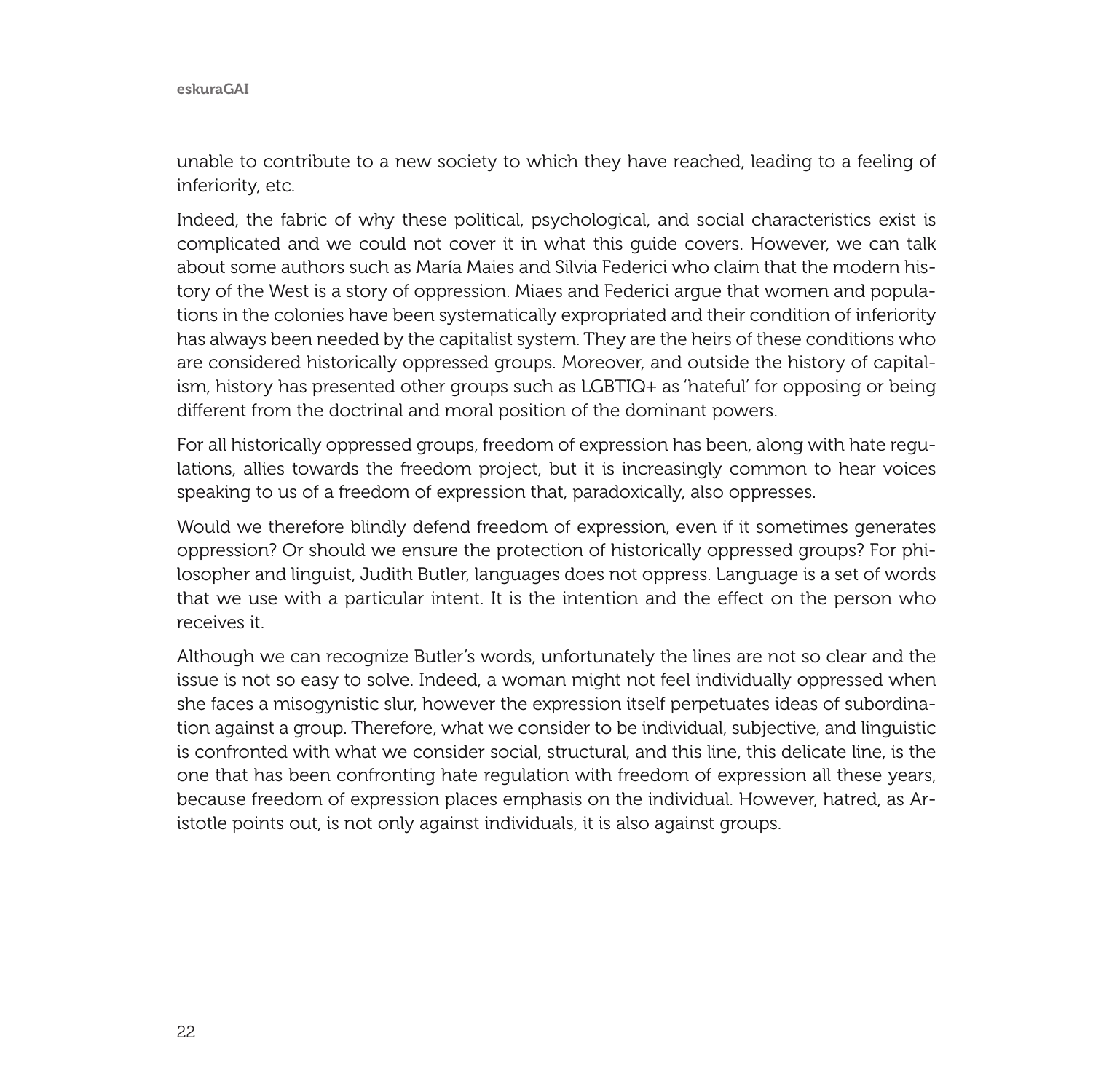unable to contribute to a new society to which they have reached, leading to a feeling of inferiority, etc.

Indeed, the fabric of why these political, psychological, and social characteristics exist is complicated and we could not cover it in what this guide covers. However, we can talk about some authors such as María Maies and Silvia Federici who claim that the modern history of the West is a story of oppression. Miaes and Federici argue that women and populations in the colonies have been systematically expropriated and their condition of inferiority has always been needed by the capitalist system. They are the heirs of these conditions who are considered historically oppressed groups. Moreover, and outside the history of capitalism, history has presented other groups such as LGBTIQ+ as 'hateful' for opposing or being different from the doctrinal and moral position of the dominant powers.

For all historically oppressed groups, freedom of expression has been, along with hate regulations, allies towards the freedom project, but it is increasingly common to hear voices speaking to us of a freedom of expression that, paradoxically, also oppresses.

Would we therefore blindly defend freedom of expression, even if it sometimes generates oppression? Or should we ensure the protection of historically oppressed groups? For philosopher and linguist, Judith Butler, languages does not oppress. Language is a set of words that we use with a particular intent. It is the intention and the effect on the person who receives it.

Although we can recognize Butler's words, unfortunately the lines are not so clear and the issue is not so easy to solve. Indeed, a woman might not feel individually oppressed when she faces a misogynistic slur, however the expression itself perpetuates ideas of subordination against a group. Therefore, what we consider to be individual, subjective, and linguistic is confronted with what we consider social, structural, and this line, this delicate line, is the one that has been confronting hate regulation with freedom of expression all these years, because freedom of expression places emphasis on the individual. However, hatred, as Aristotle points out, is not only against individuals, it is also against groups.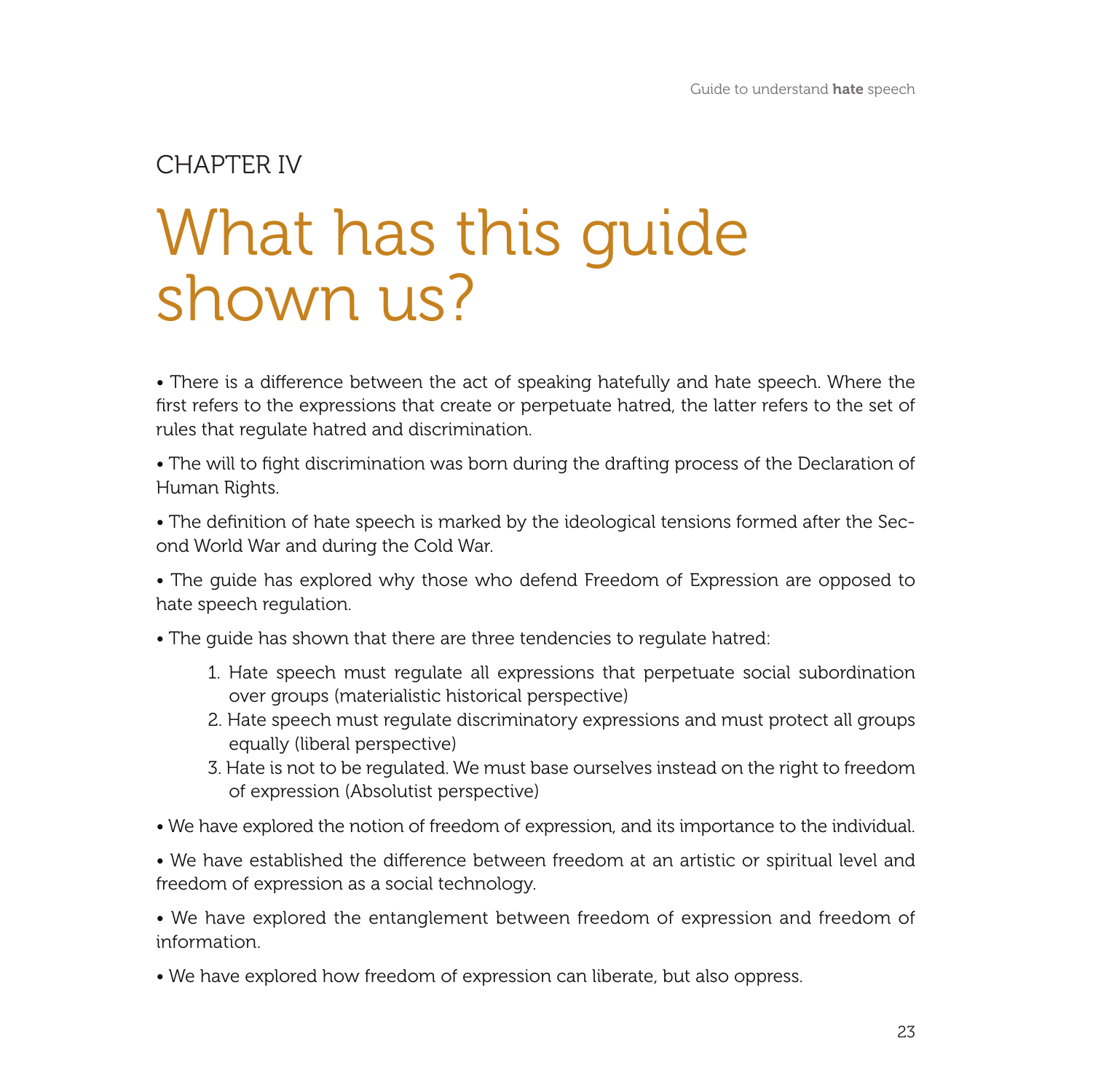CHAPTER IV

# What has this guide shown us?

- There is a difference between the act of speaking hatefully and hate speech. Where the first refers to the expressions that create or perpetuate hatred, the latter refers to the set of rules that regulate hatred and discrimination.

- The will to fight discrimination was born during the drafting process of the Declaration of Human Rights.

- The definition of hate speech is marked by the ideological tensions formed after the Second World War and during the Cold War.

- The guide has explored why those who defend Freedom of Expression are opposed to hate speech regulation.

- The guide has shown that there are three tendencies to regulate hatred:

    1. Hate speech must regulate all expressions that perpetuate social subordination over groups (materialistic historical perspective)
    2. Hate speech must regulate discriminatory expressions and must protect all groups equally (liberal perspective)
    3. Hate is not to be regulated. We must base ourselves instead on the right to freedom of expression (Absolutist perspective)

- We have explored the notion of freedom of expression, and its importance to the individual.

- We have established the difference between freedom at an artistic or spiritual level and freedom of expression as a social technology.

- We have explored the entanglement between freedom of expression and freedom of information.

- We have explored how freedom of expression can liberate, but also oppress.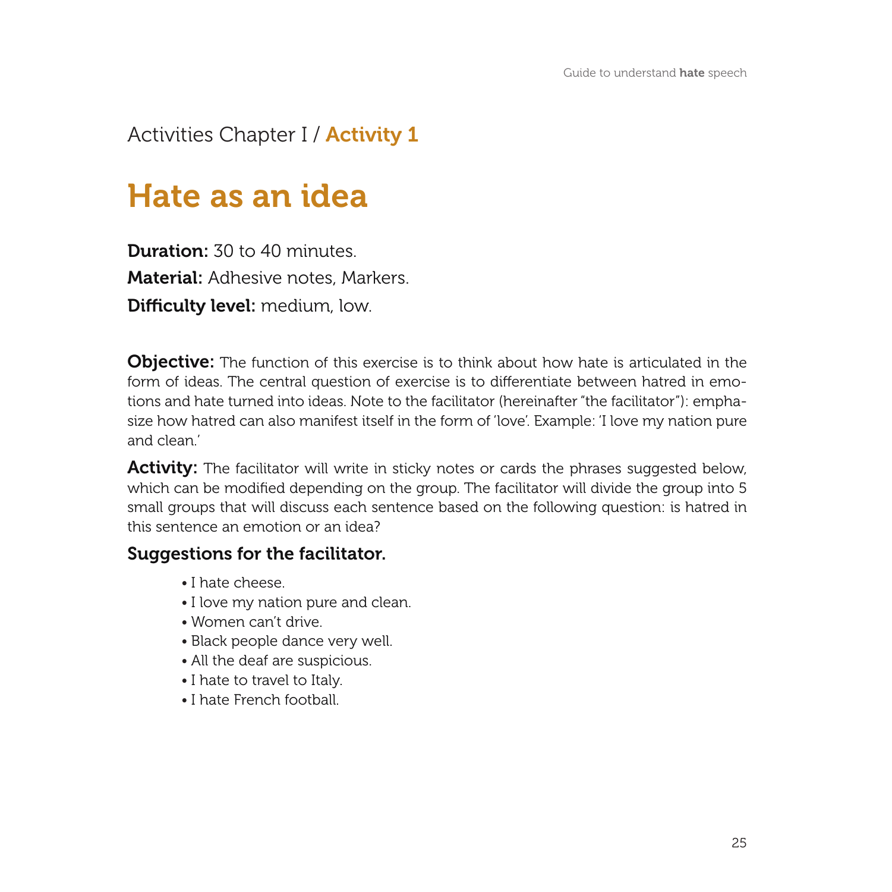Activities Chapter I / **Activity 1**

# Hate as an idea

**Duration:** 30 to 40 minutes.

**Material:** Adhesive notes, Markers.

**Difficulty level:** medium, low.

**Objective:** The function of this exercise is to think about how hate is articulated in the form of ideas. The central question of exercise is to differentiate between hatred in emotions and hate turned into ideas. Note to the facilitator (hereinafter "the facilitator"): emphasize how hatred can also manifest itself in the form of 'love'. Example: 'I love my nation pure and clean.'

**Activity:** The facilitator will write in sticky notes or cards the phrases suggested below, which can be modified depending on the group. The facilitator will divide the group into 5 small groups that will discuss each sentence based on the following question: is hatred in this sentence an emotion or an idea?

### Suggestions for the facilitator.

- I hate cheese.
- I love my nation pure and clean.
- Women can't drive.
- Black people dance very well.
- All the deaf are suspicious.
- I hate to travel to Italy.
- I hate French football.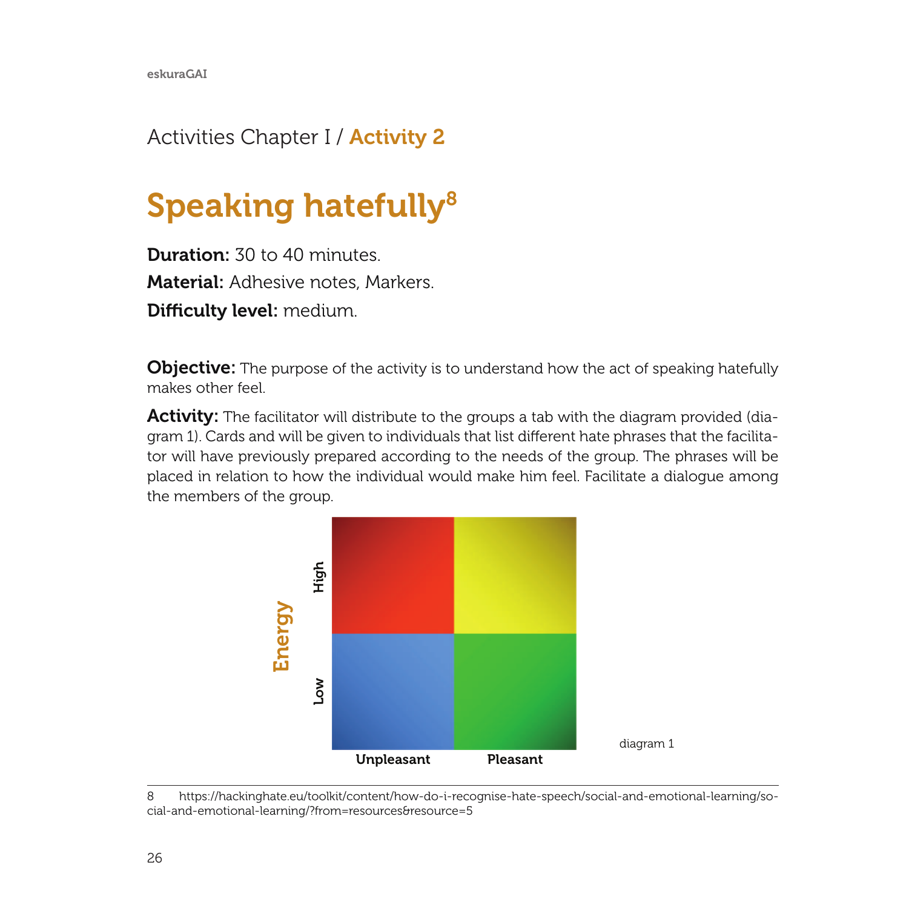Activities Chapter I / **Activity 2**

# Speaking hatefully[8]

**Duration:** 30 to 40 minutes.

**Material:** Adhesive notes, Markers.

**Difficulty level:** medium.

**Objective:** The purpose of the activity is to understand how the act of speaking hatefully makes other feel.

**Activity:** The facilitator will distribute to the groups a tab with the diagram provided (diagram 1). Cards and will be given to individuals that list different hate phrases that the facilitator will have previously prepared according to the needs of the group. The phrases will be placed in relation to how the individual would make him feel. Facilitate a dialogue among the members of the group.

| Energy | Unpleasant | Pleasant |
| --- | --- | --- |
| High | | |
| Low | | |

diagram 1

8 https://hackinghate.eu/toolkit/content/how-do-i-recognise-hate-speech/social-and-emotional-learning/social-and-emotional-learning/?from=resources&resource=5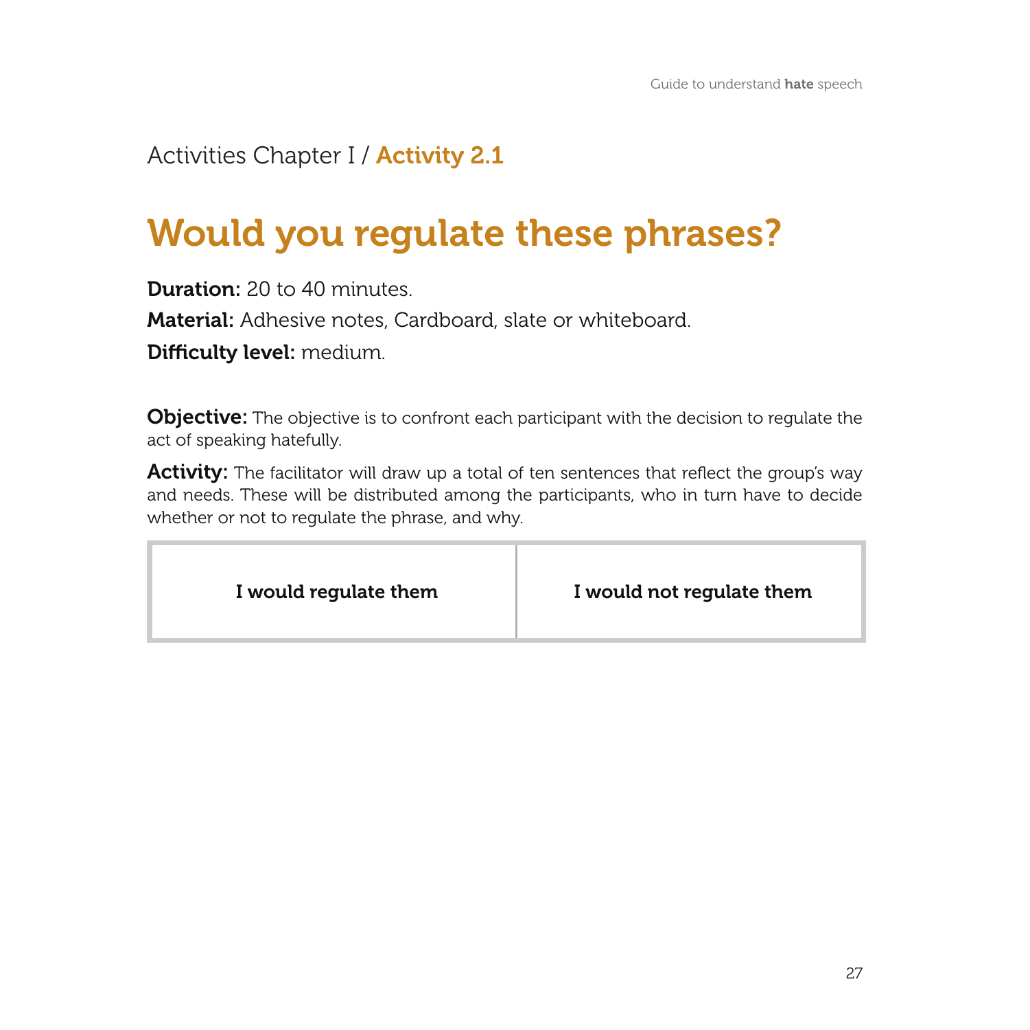Activities Chapter I / **Activity 2.1**

# Would you regulate these phrases?

**Duration:** 20 to 40 minutes.

**Material:** Adhesive notes, Cardboard, slate or whiteboard.

**Difficulty level:** medium.

**Objective:** The objective is to confront each participant with the decision to regulate the act of speaking hatefully.

**Activity:** The facilitator will draw up a total of ten sentences that reflect the group's way and needs. These will be distributed among the participants, who in turn have to decide whether or not to regulate the phrase, and why.

| I would regulate them | I would not regulate them |
|---|---|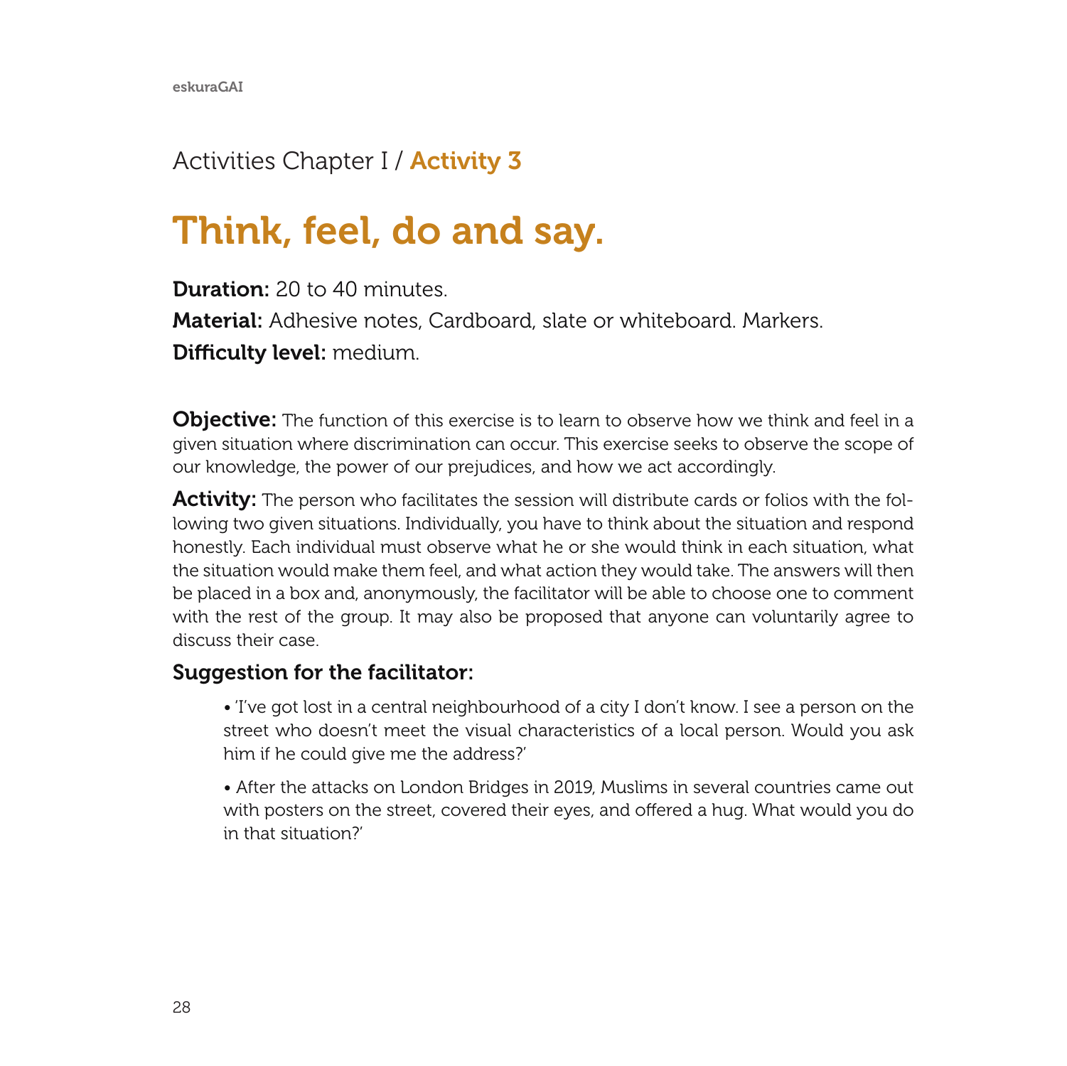Activities Chapter I / **Activity 3**

# Think, feel, do and say.

**Duration:** 20 to 40 minutes.

**Material:** Adhesive notes, Cardboard, slate or whiteboard. Markers.

**Difficulty level:** medium.

**Objective:** The function of this exercise is to learn to observe how we think and feel in a given situation where discrimination can occur. This exercise seeks to observe the scope of our knowledge, the power of our prejudices, and how we act accordingly.

**Activity:** The person who facilitates the session will distribute cards or folios with the following two given situations. Individually, you have to think about the situation and respond honestly. Each individual must observe what he or she would think in each situation, what the situation would make them feel, and what action they would take. The answers will then be placed in a box and, anonymously, the facilitator will be able to choose one to comment with the rest of the group. It may also be proposed that anyone can voluntarily agree to discuss their case.

### Suggestion for the facilitator:

- 'I've got lost in a central neighbourhood of a city I don't know. I see a person on the street who doesn't meet the visual characteristics of a local person. Would you ask him if he could give me the address?'
- After the attacks on London Bridges in 2019, Muslims in several countries came out with posters on the street, covered their eyes, and offered a hug. What would you do in that situation?'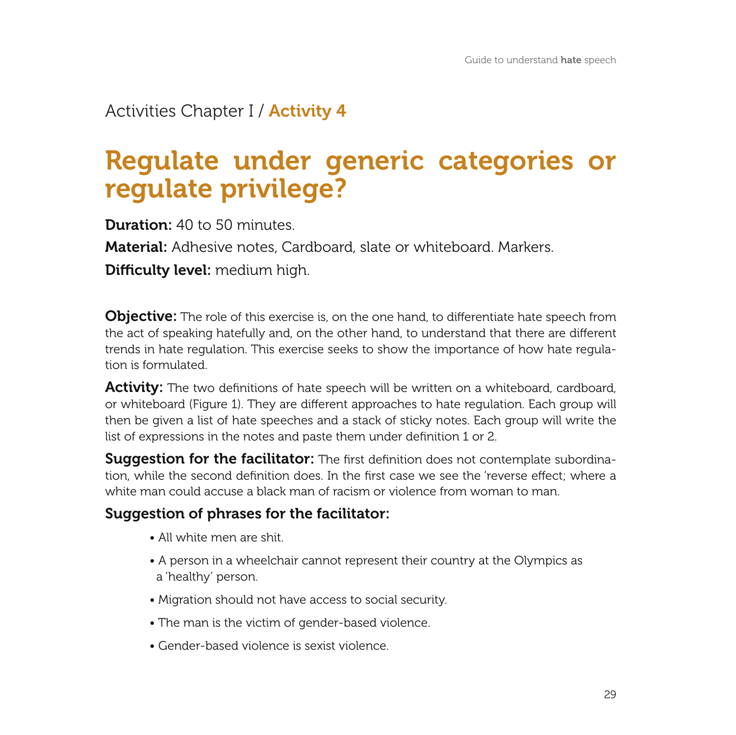Activities Chapter I / **Activity 4**

# Regulate under generic categories or regulate privilege?

**Duration:** 40 to 50 minutes.

**Material:** Adhesive notes, Cardboard, slate or whiteboard. Markers.

**Difficulty level:** medium high.

**Objective:** The role of this exercise is, on the one hand, to differentiate hate speech from the act of speaking hatefully and, on the other hand, to understand that there are different trends in hate regulation. This exercise seeks to show the importance of how hate regulation is formulated.

**Activity:** The two definitions of hate speech will be written on a whiteboard, cardboard, or whiteboard (Figure 1). They are different approaches to hate regulation. Each group will then be given a list of hate speeches and a stack of sticky notes. Each group will write the list of expressions in the notes and paste them under definition 1 or 2.

**Suggestion for the facilitator:** The first definition does not contemplate subordination, while the second definition does. In the first case we see the 'reverse effect; where a white man could accuse a black man of racism or violence from woman to man.

### Suggestion of phrases for the facilitator:

- All white men are shit.
- A person in a wheelchair cannot represent their country at the Olympics as a 'healthy' person.
- Migration should not have access to social security.
- The man is the victim of gender-based violence.
- Gender-based violence is sexist violence.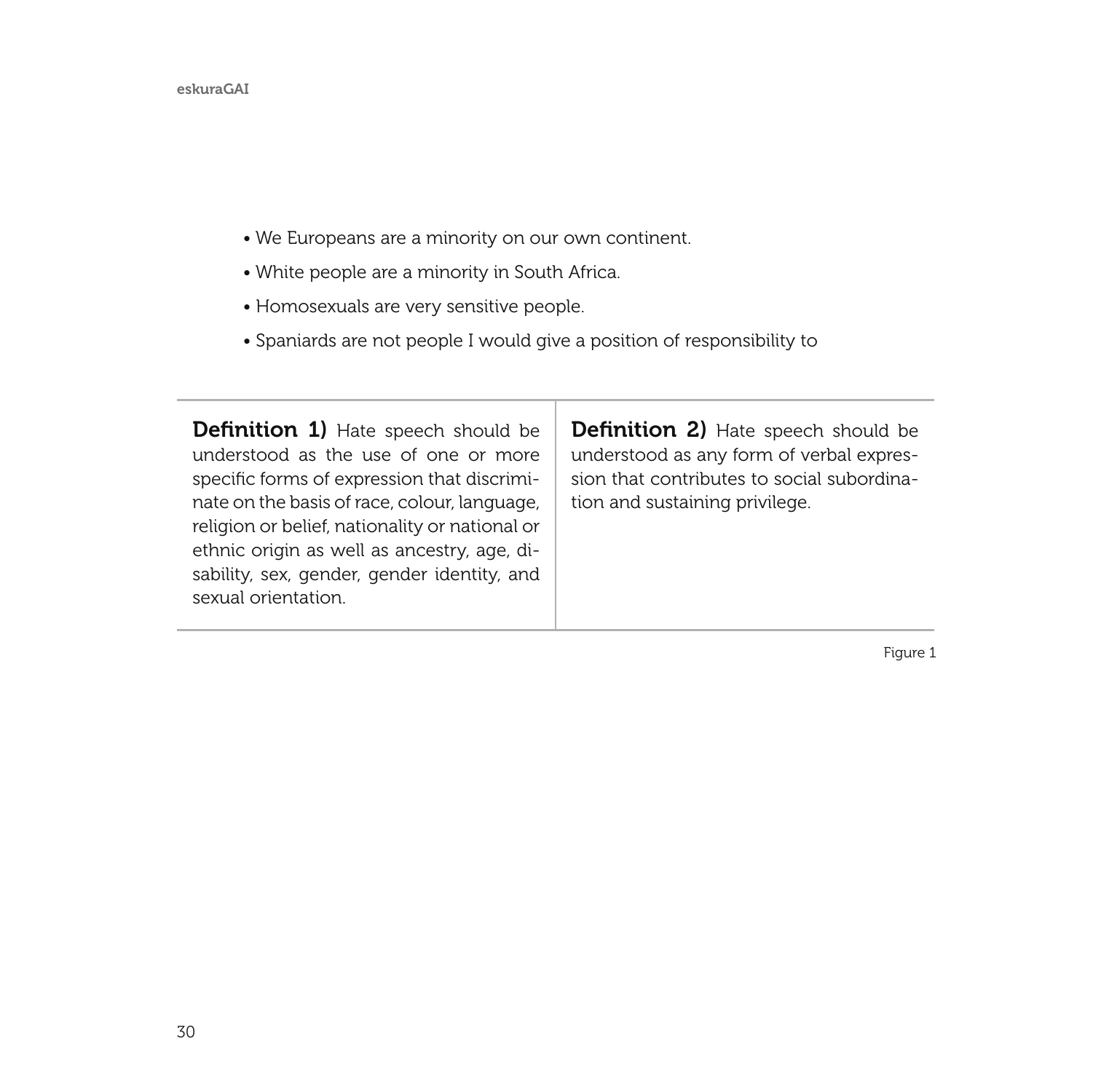- We Europeans are a minority on our own continent.
- White people are a minority in South Africa.
- Homosexuals are very sensitive people.
- Spaniards are not people I would give a position of responsibility to

| **Definition 1)** Hate speech should be understood as the use of one or more specific forms of expression that discriminate on the basis of race, colour, language, religion or belief, nationality or national or ethnic origin as well as ancestry, age, disability, sex, gender, gender identity, and sexual orientation. | **Definition 2)** Hate speech should be understood as any form of verbal expression that contributes to social subordination and sustaining privilege. |
|---|---|

Figure 1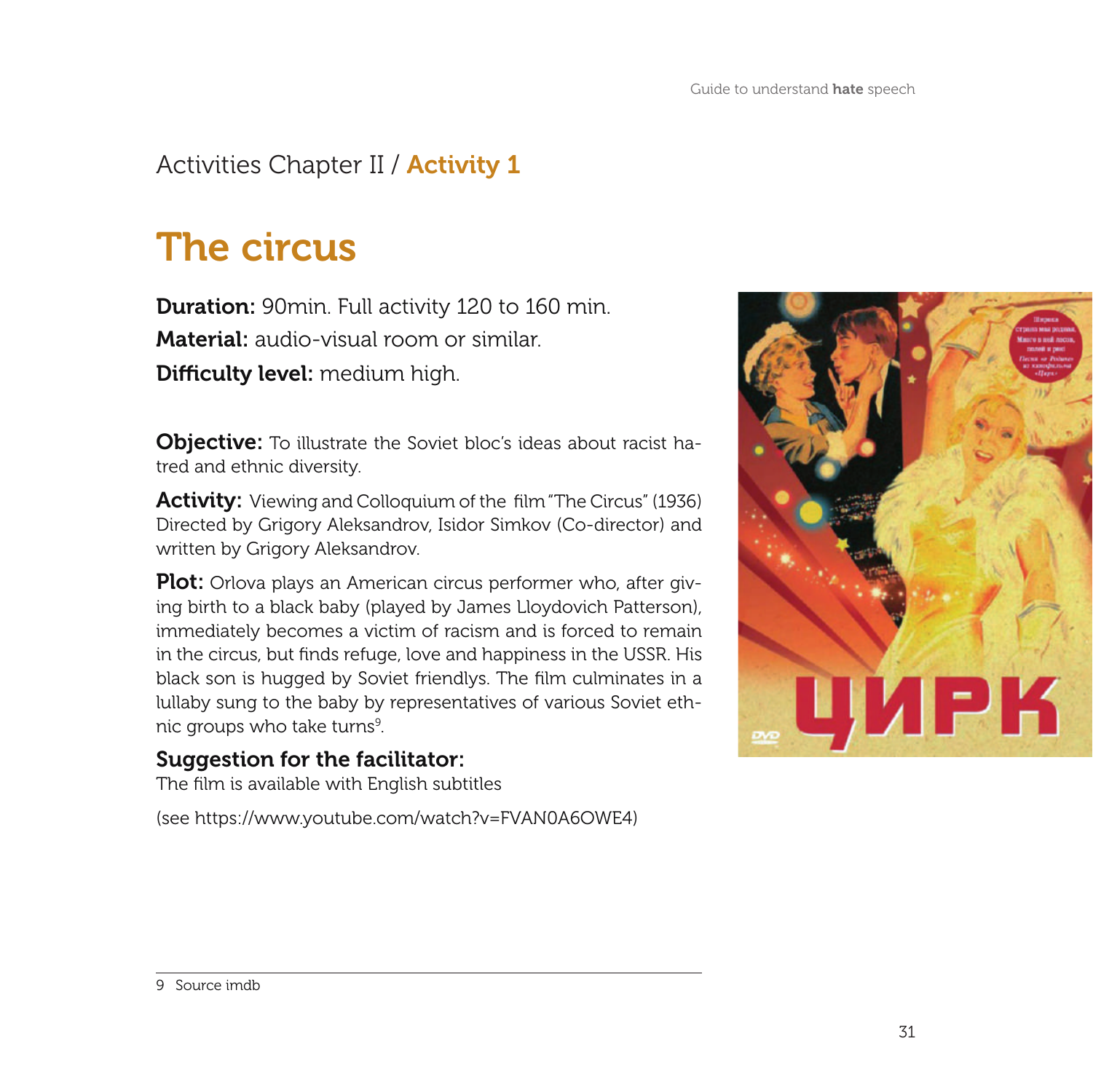Activities Chapter II / **Activity 1**

# The circus

**Duration:** 90min. Full activity 120 to 160 min.
**Material:** audio-visual room or similar.
**Difficulty level:** medium high.

**Objective:** To illustrate the Soviet bloc's ideas about racist hatred and ethnic diversity.

**Activity:** Viewing and Colloquium of the film "The Circus" (1936) Directed by Grigory Aleksandrov, Isidor Simkov (Co-director) and written by Grigory Aleksandrov.

**Plot:** Orlova plays an American circus performer who, after giving birth to a black baby (played by James Lloydovich Patterson), immediately becomes a victim of racism and is forced to remain in the circus, but finds refuge, love and happiness in the USSR. His black son is hugged by Soviet friendlys. The film culminates in a lullaby sung to the baby by representatives of various Soviet ethnic groups who take turns[9].

### Suggestion for the facilitator:

The film is available with English subtitles

(see https://www.youtube.com/watch?v=FVAN0A6OWE4)

9 Source imdb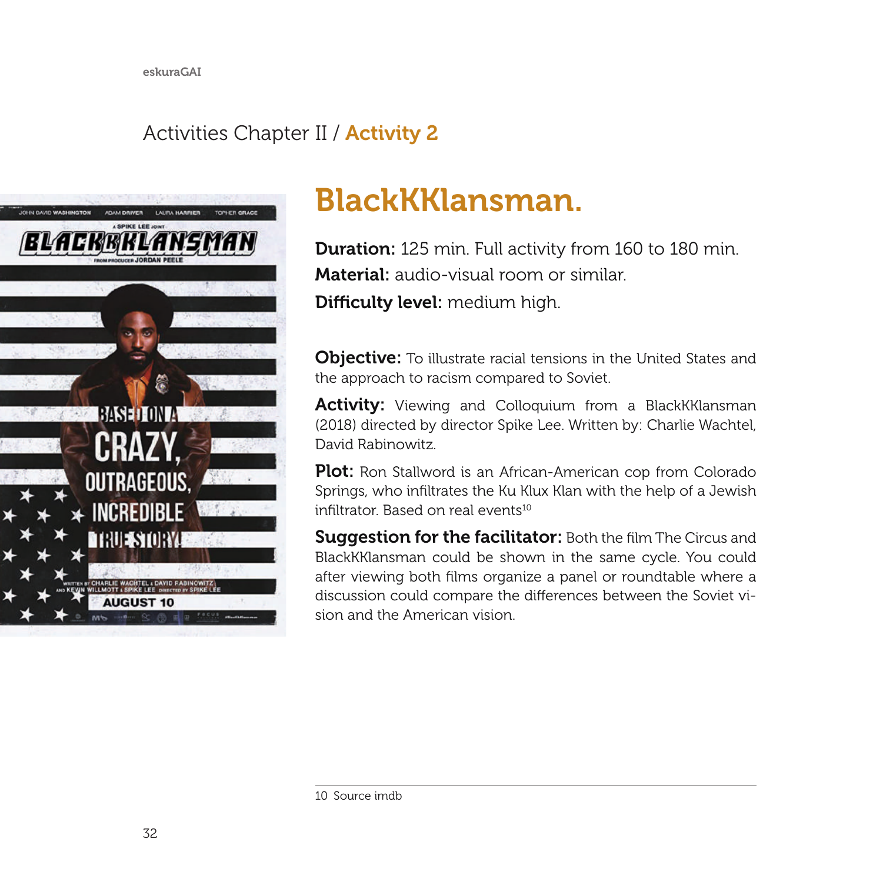Activities Chapter II / **Activity 2**

# BlackKKlansman.

**Duration:** 125 min. Full activity from 160 to 180 min.
**Material:** audio-visual room or similar.
**Difficulty level:** medium high.

**Objective:** To illustrate racial tensions in the United States and the approach to racism compared to Soviet.

**Activity:** Viewing and Colloquium from a BlackKKlansman (2018) directed by director Spike Lee. Written by: Charlie Wachtel, David Rabinowitz.

**Plot:** Ron Stallword is an African-American cop from Colorado Springs, who infiltrates the Ku Klux Klan with the help of a Jewish infiltrator. Based on real events[10]

**Suggestion for the facilitator:** Both the film The Circus and BlackKKlansman could be shown in the same cycle. You could after viewing both films organize a panel or roundtable where a discussion could compare the differences between the Soviet vision and the American vision.

---

10 Source imdb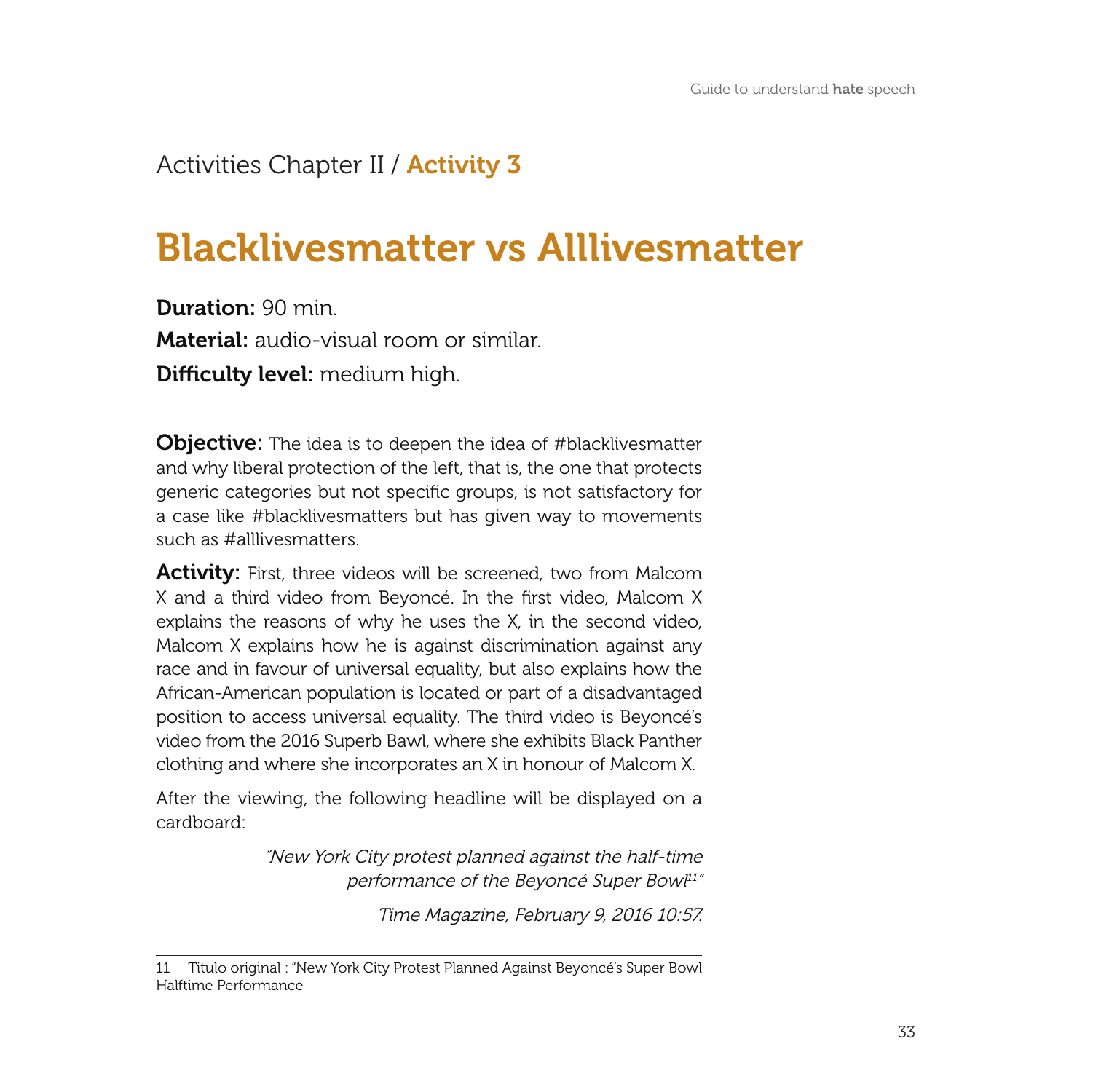Activities Chapter II / **Activity 3**

# Blacklivesmatter vs Alllivesmatter

**Duration:** 90 min.

**Material:** audio-visual room or similar.

**Difficulty level:** medium high.

**Objective:** The idea is to deepen the idea of #blacklivesmatter and why liberal protection of the left, that is, the one that protects generic categories but not specific groups, is not satisfactory for a case like #blacklivesmatters but has given way to movements such as #alllivesmatters.

**Activity:** First, three videos will be screened, two from Malcom X and a third video from Beyoncé. In the first video, Malcom X explains the reasons of why he uses the X, in the second video, Malcom X explains how he is against discrimination against any race and in favour of universal equality, but also explains how the African-American population is located or part of a disadvantaged position to access universal equality. The third video is Beyoncé's video from the 2016 Superb Bawl, where she exhibits Black Panther clothing and where she incorporates an X in honour of Malcom X.

After the viewing, the following headline will be displayed on a cardboard:

*"New York City protest planned against the half-time performance of the Beyoncé Super Bowl[11]"*

*Time Magazine, February 9, 2016 10:57.*

---

11 Titulo original : "New York City Protest Planned Against Beyoncé's Super Bowl Halftime Performance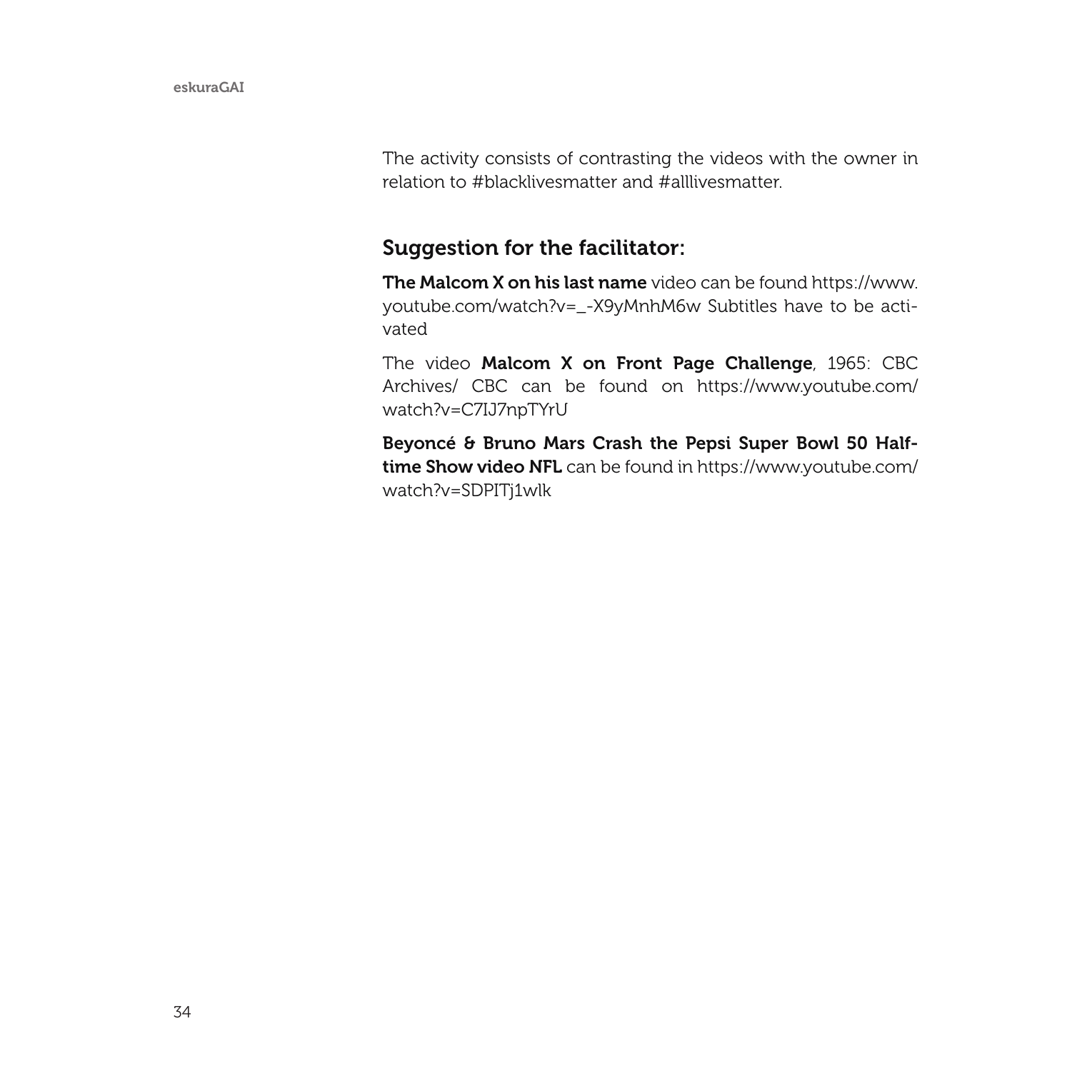The activity consists of contrasting the videos with the owner in relation to #blacklivesmatter and #alllivesmatter.

## Suggestion for the facilitator:

**The Malcom X on his last name** video can be found https://www.youtube.com/watch?v=_-X9yMnhM6w Subtitles have to be activated

The video **Malcom X on Front Page Challenge**, 1965: CBC Archives/ CBC can be found on https://www.youtube.com/watch?v=C7IJ7npTYrU

**Beyoncé & Bruno Mars Crash the Pepsi Super Bowl 50 Halftime Show video NFL** can be found in https://www.youtube.com/watch?v=SDPITj1wlk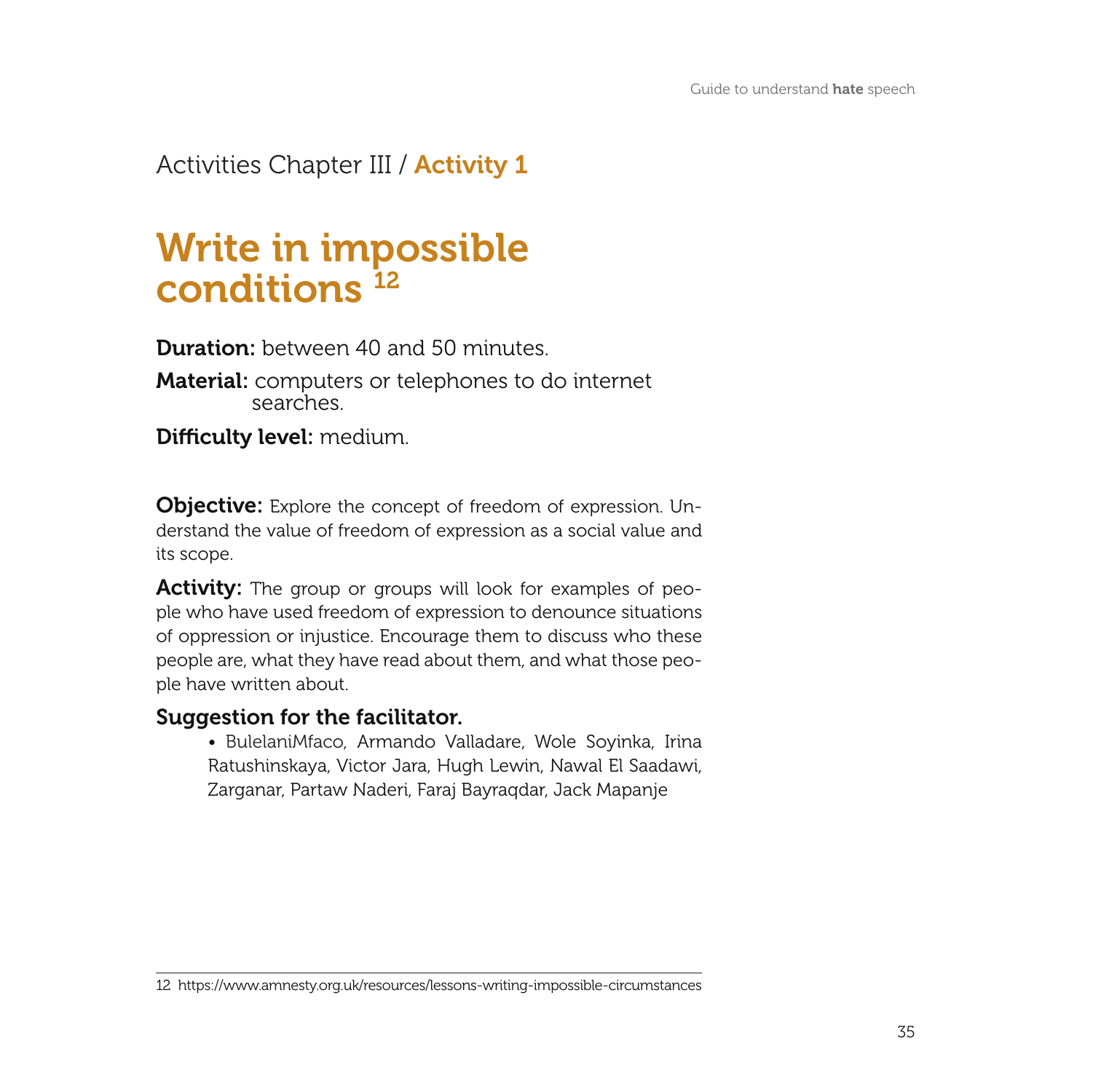Activities Chapter III / **Activity 1**

# Write in impossible conditions [12]

**Duration:** between 40 and 50 minutes.

**Material:** computers or telephones to do internet searches.

**Difficulty level:** medium.

**Objective:** Explore the concept of freedom of expression. Understand the value of freedom of expression as a social value and its scope.

**Activity:** The group or groups will look for examples of people who have used freedom of expression to denounce situations of oppression or injustice. Encourage them to discuss who these people are, what they have read about them, and what those people have written about.

### Suggestion for the facilitator.

- BulelaniMfaco, Armando Valladare, Wole Soyinka, Irina Ratushinskaya, Victor Jara, Hugh Lewin, Nawal El Saadawi, Zarganar, Partaw Naderi, Faraj Bayraqdar, Jack Mapanje

---

12 https://www.amnesty.org.uk/resources/lessons-writing-impossible-circumstances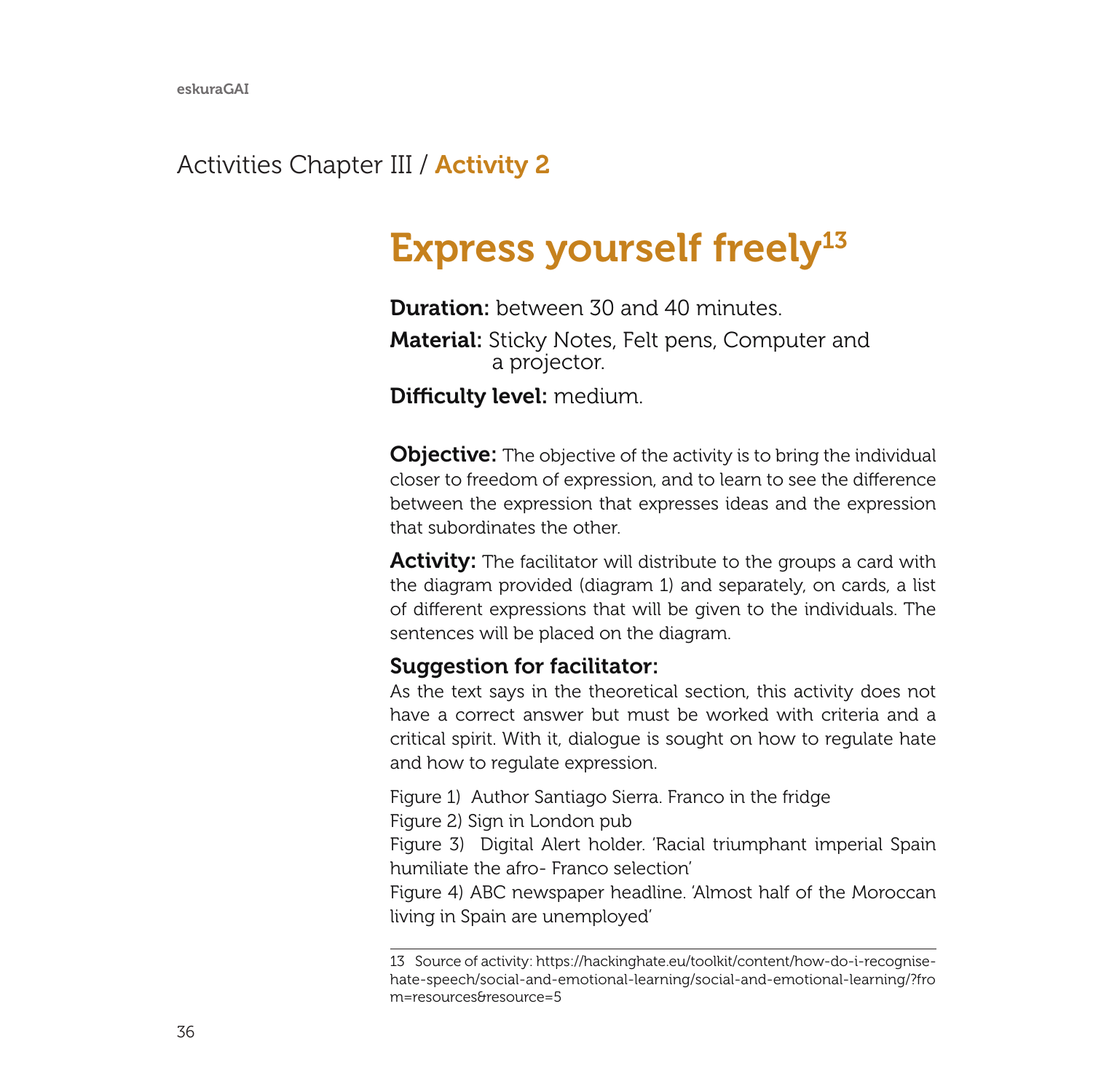Activities Chapter III / **Activity 2**

# Express yourself freely[13]

**Duration:** between 30 and 40 minutes.

**Material:** Sticky Notes, Felt pens, Computer and a projector.

**Difficulty level:** medium.

**Objective:** The objective of the activity is to bring the individual closer to freedom of expression, and to learn to see the difference between the expression that expresses ideas and the expression that subordinates the other.

**Activity:** The facilitator will distribute to the groups a card with the diagram provided (diagram 1) and separately, on cards, a list of different expressions that will be given to the individuals. The sentences will be placed on the diagram.

### Suggestion for facilitator:

As the text says in the theoretical section, this activity does not have a correct answer but must be worked with criteria and a critical spirit. With it, dialogue is sought on how to regulate hate and how to regulate expression.

Figure 1) Author Santiago Sierra. Franco in the fridge
Figure 2) Sign in London pub
Figure 3) Digital Alert holder. 'Racial triumphant imperial Spain humiliate the afro- Franco selection'
Figure 4) ABC newspaper headline. 'Almost half of the Moroccan living in Spain are unemployed'

---

13 Source of activity: https://hackinghate.eu/toolkit/content/how-do-i-recognise-hate-speech/social-and-emotional-learning/social-and-emotional-learning/?from=resources&resource=5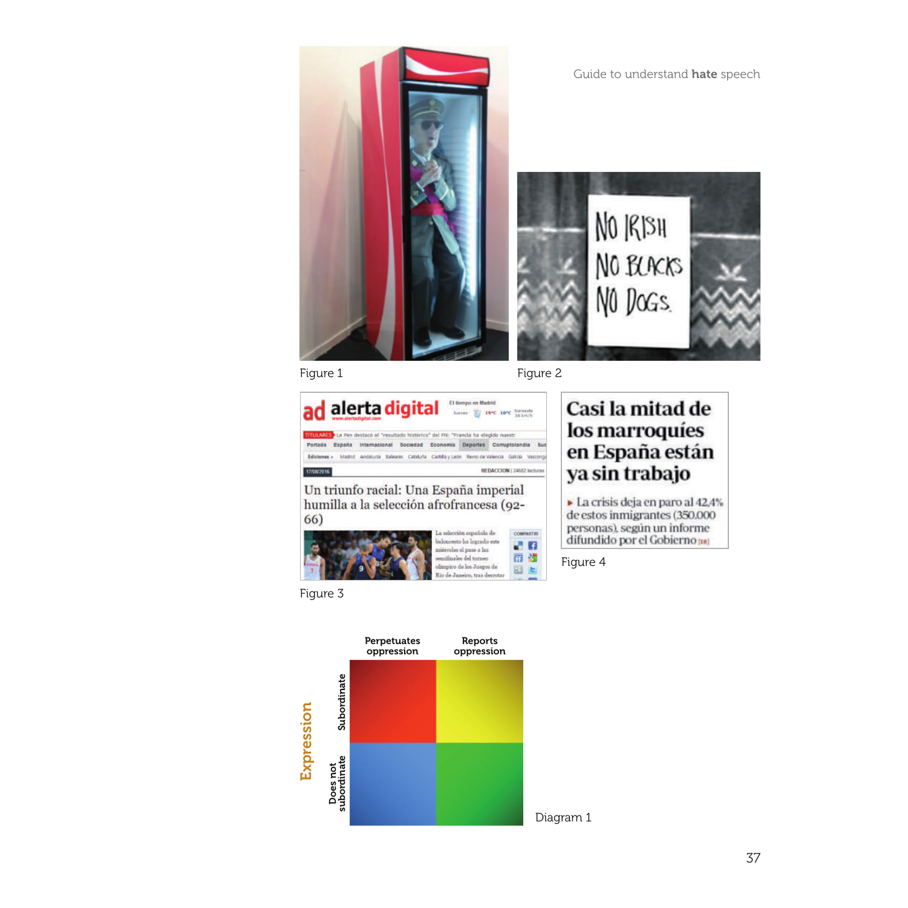Figure 1

Figure 2

Figure 3

Figure 4

|  | Perpetuates oppression | Reports oppression |
|---|---|---|
| **Expression** — Subordinate |  |  |
| **Expression** — Does not subordinate |  |  |

Diagram 1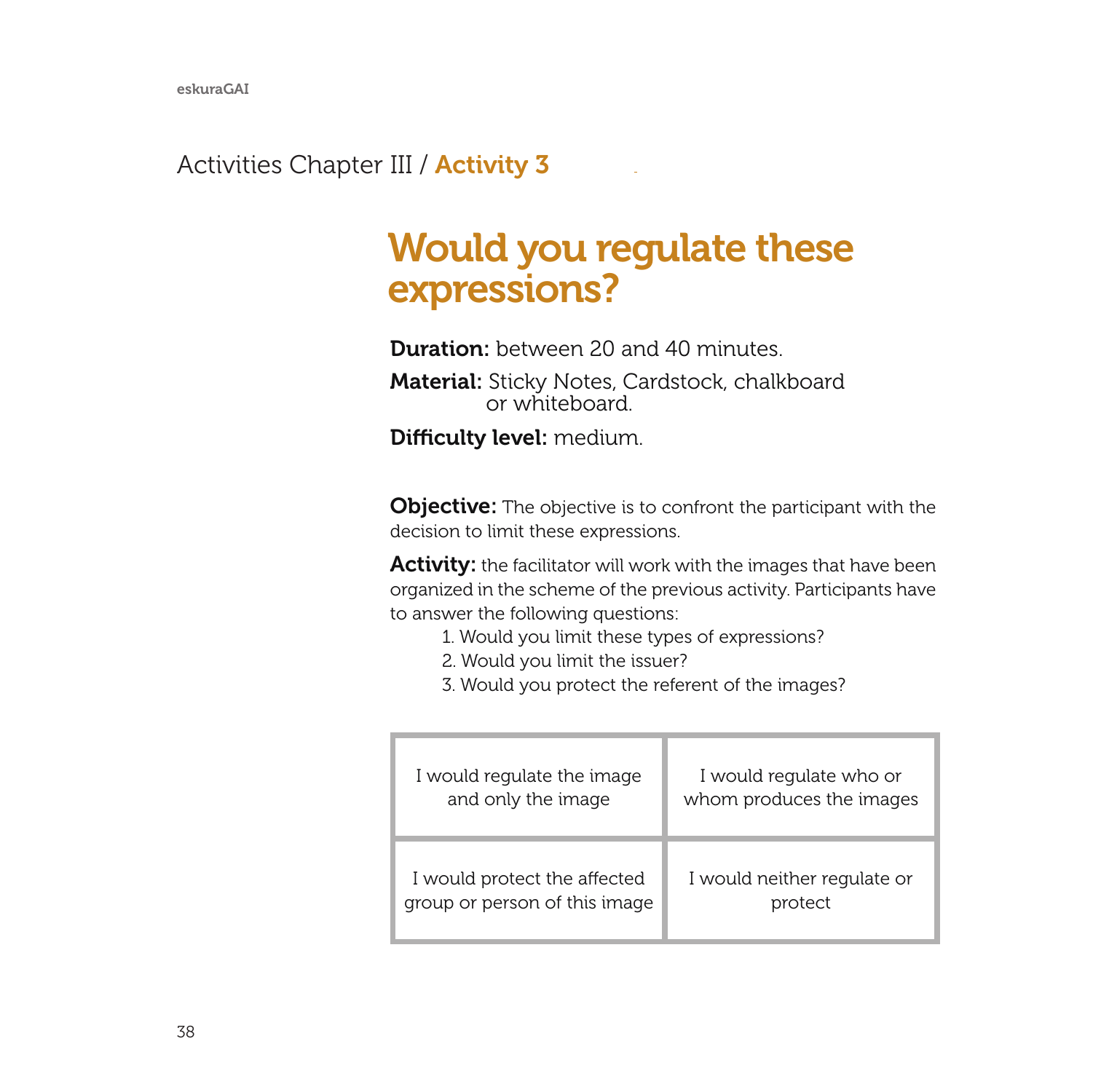Activities Chapter III / **Activity 3**

# Would you regulate these expressions?

**Duration:** between 20 and 40 minutes.

**Material:** Sticky Notes, Cardstock, chalkboard or whiteboard.

**Difficulty level:** medium.

**Objective:** The objective is to confront the participant with the decision to limit these expressions.

**Activity:** the facilitator will work with the images that have been organized in the scheme of the previous activity. Participants have to answer the following questions:

1. Would you limit these types of expressions?
2. Would you limit the issuer?
3. Would you protect the referent of the images?

| I would regulate the image and only the image | I would regulate who or whom produces the images |
|---|---|
| I would protect the affected group or person of this image | I would neither regulate or protect |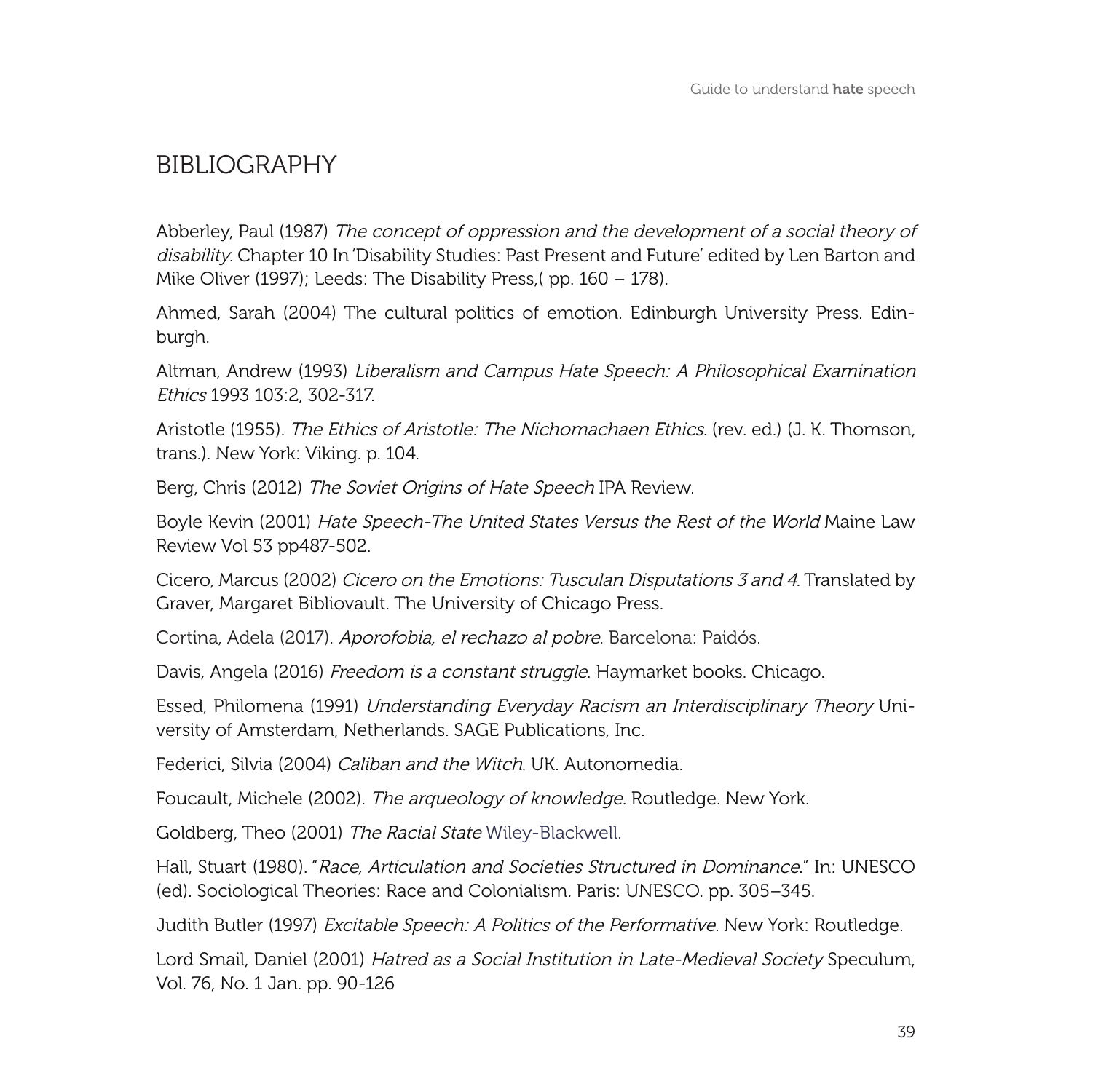## BIBLIOGRAPHY

Abberley, Paul (1987) *The concept of oppression and the development of a social theory of disability*. Chapter 10 In 'Disability Studies: Past Present and Future' edited by Len Barton and Mike Oliver (1997); Leeds: The Disability Press,( pp. 160 – 178).

Ahmed, Sarah (2004) The cultural politics of emotion. Edinburgh University Press. Edinburgh.

Altman, Andrew (1993) *Liberalism and Campus Hate Speech: A Philosophical Examination Ethics* 1993 103:2, 302-317.

Aristotle (1955). *The Ethics of Aristotle: The Nichomachaen Ethics.* (rev. ed.) (J. K. Thomson, trans.). New York: Viking. p. 104.

Berg, Chris (2012) *The Soviet Origins of Hate Speech* IPA Review.

Boyle Kevin (2001) *Hate Speech-The United States Versus the Rest of the World* Maine Law Review Vol 53 pp487-502.

Cicero, Marcus (2002) *Cicero on the Emotions: Tusculan Disputations 3 and 4.* Translated by Graver, Margaret Bibliovault. The University of Chicago Press.

Cortina, Adela (2017). *Aporofobia, el rechazo al pobre*. Barcelona: Paidós.

Davis, Angela (2016) *Freedom is a constant struggle*. Haymarket books. Chicago.

Essed, Philomena (1991) *Understanding Everyday Racism an Interdisciplinary Theory* University of Amsterdam, Netherlands. SAGE Publications, Inc.

Federici, Silvia (2004) *Caliban and the Witch*. UK. Autonomedia.

Foucault, Michele (2002). *The arqueology of knowledge.* Routledge. New York.

Goldberg, Theo (2001) *The Racial State* Wiley-Blackwell.

Hall, Stuart (1980). "*Race, Articulation and Societies Structured in Dominance.*" In: UNESCO (ed). Sociological Theories: Race and Colonialism. Paris: UNESCO. pp. 305–345.

Judith Butler (1997) *Excitable Speech: A Politics of the Performative*. New York: Routledge.

Lord Smail, Daniel (2001) *Hatred as a Social Institution in Late-Medieval Society* Speculum, Vol. 76, No. 1 Jan. pp. 90-126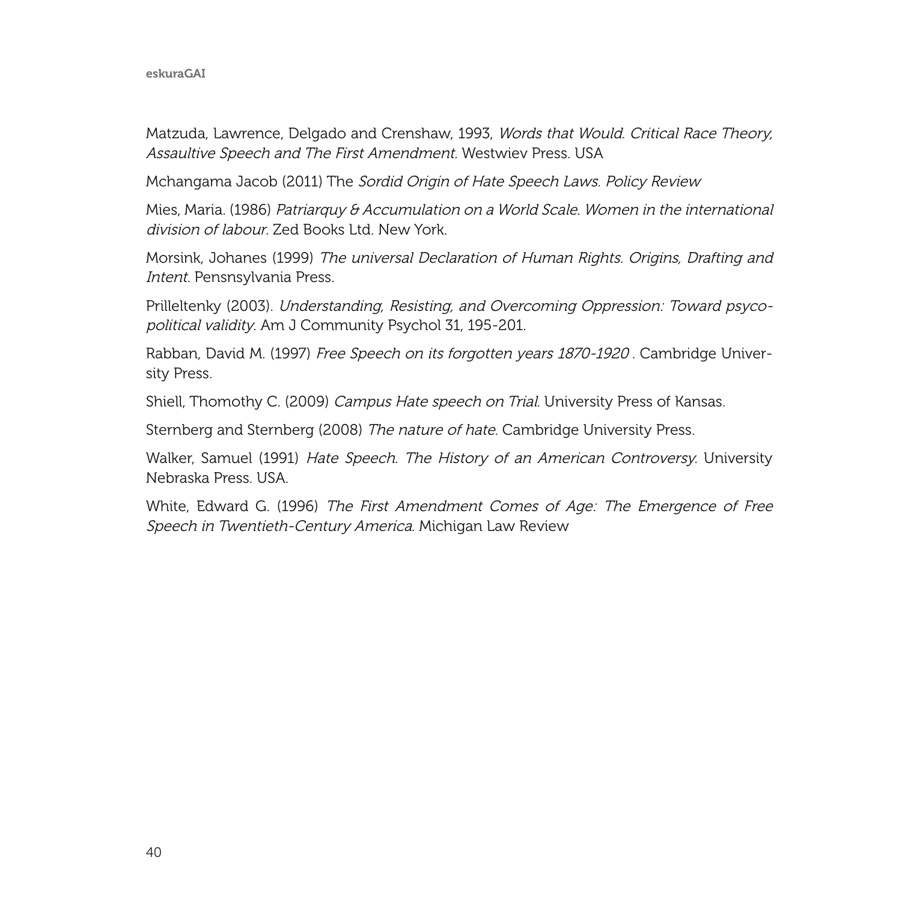Matzuda, Lawrence, Delgado and Crenshaw, 1993, *Words that Would. Critical Race Theory, Assaultive Speech and The First Amendment*. Westwiev Press. USA

Mchangama Jacob (2011) The *Sordid Origin of Hate Speech Laws. Policy Review*

Mies, Maria. (1986) *Patriarquy & Accumulation on a World Scale. Women in the international division of labour*. Zed Books Ltd. New York.

Morsink, Johanes (1999) *The universal Declaration of Human Rights. Origins, Drafting and Intent*. Pensnsylvania Press.

Prilleltenky (2003). *Understanding, Resisting, and Overcoming Oppression: Toward psyco-political validity*. Am J Community Psychol 31, 195-201.

Rabban, David M. (1997) *Free Speech on its forgotten years 1870-1920* . Cambridge University Press.

Shiell, Thomothy C. (2009) *Campus Hate speech on Trial*. University Press of Kansas.

Sternberg and Sternberg (2008) *The nature of hate*. Cambridge University Press.

Walker, Samuel (1991) *Hate Speech. The History of an American Controversy.* University Nebraska Press. USA.

White, Edward G. (1996) *The First Amendment Comes of Age: The Emergence of Free Speech in Twentieth-Century America*. Michigan Law Review